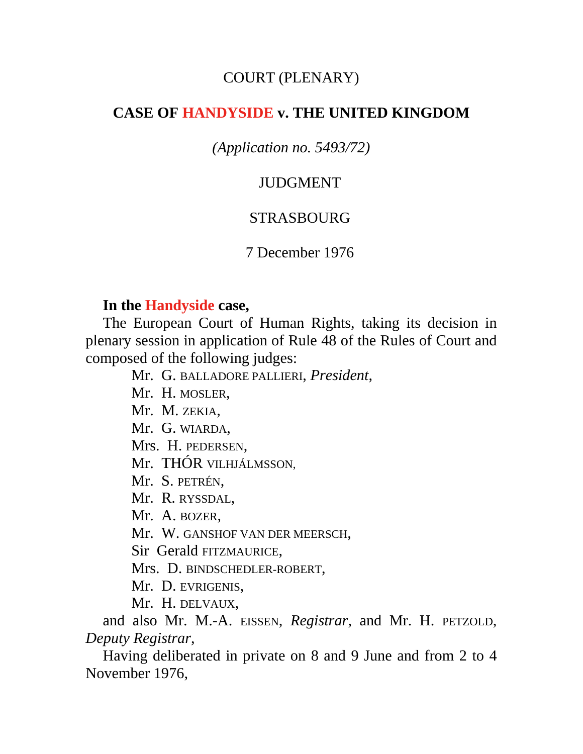COURT (PLENARY)

# CASE OF HANDYSIDE v. THE UNITED KINGDOM

*(Application no. 5493/72)*

JUDGMENT

STRASBOURG

7 December 1976

**In the Handyside case,**

The European Court of Human Rights, taking its decision in plenary session in application of Rule 48 of the Rules of Court and composed of the following judges:

Mr. G. BALLADORE PALLIERI, *President*,
Mr. H. MOSLER,
Mr. M. ZEKIA,
Mr. G. WIARDA,
Mrs. H. PEDERSEN,
Mr. THÓR VILHJÁLMSSON,
Mr. S. PETRÉN,
Mr. R. RYSSDAL,
Mr. A. BOZER,
Mr. W. GANSHOF VAN DER MEERSCH,
Sir Gerald FITZMAURICE,
Mrs. D. BINDSCHEDLER-ROBERT,
Mr. D. EVRIGENIS,
Mr. H. DELVAUX,

and also Mr. M.-A. EISSEN, *Registrar*, and Mr. H. PETZOLD, *Deputy Registrar*,

Having deliberated in private on 8 and 9 June and from 2 to 4 November 1976,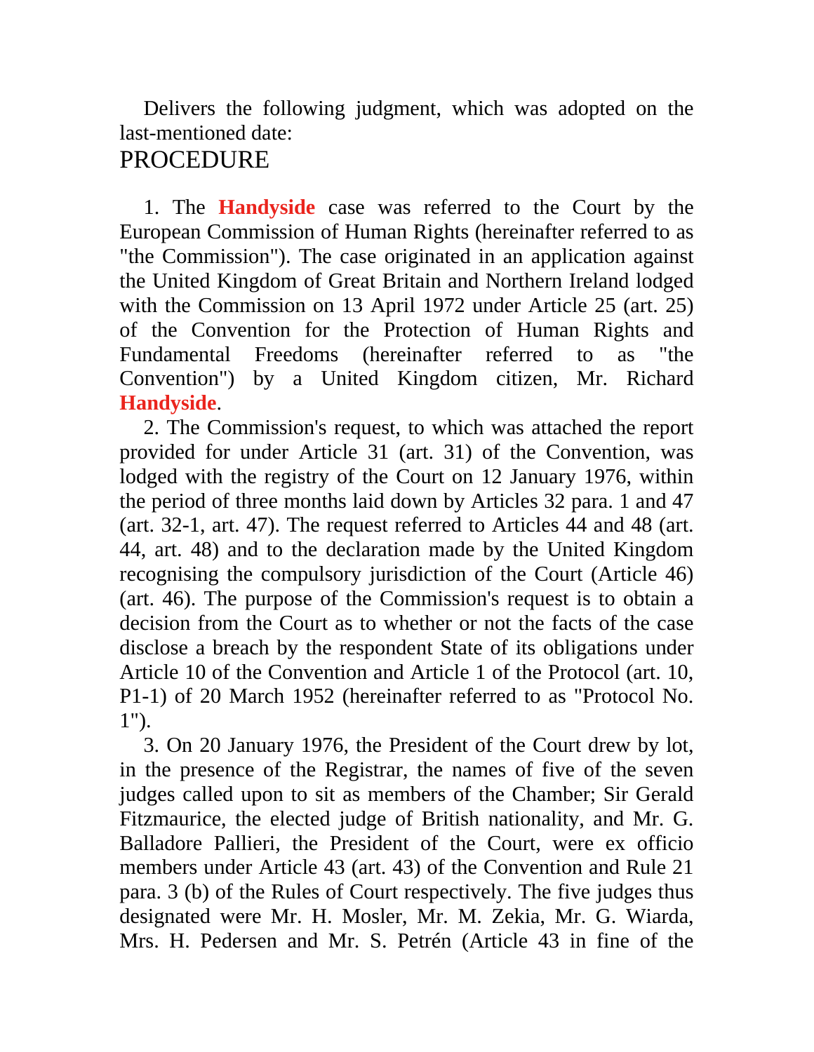Delivers the following judgment, which was adopted on the last-mentioned date:

# PROCEDURE

1. The **Handyside** case was referred to the Court by the European Commission of Human Rights (hereinafter referred to as "the Commission"). The case originated in an application against the United Kingdom of Great Britain and Northern Ireland lodged with the Commission on 13 April 1972 under Article 25 (art. 25) of the Convention for the Protection of Human Rights and Fundamental Freedoms (hereinafter referred to as "the Convention") by a United Kingdom citizen, Mr. Richard **Handyside**.

2. The Commission's request, to which was attached the report provided for under Article 31 (art. 31) of the Convention, was lodged with the registry of the Court on 12 January 1976, within the period of three months laid down by Articles 32 para. 1 and 47 (art. 32-1, art. 47). The request referred to Articles 44 and 48 (art. 44, art. 48) and to the declaration made by the United Kingdom recognising the compulsory jurisdiction of the Court (Article 46) (art. 46). The purpose of the Commission's request is to obtain a decision from the Court as to whether or not the facts of the case disclose a breach by the respondent State of its obligations under Article 10 of the Convention and Article 1 of the Protocol (art. 10, P1-1) of 20 March 1952 (hereinafter referred to as "Protocol No. 1").

3. On 20 January 1976, the President of the Court drew by lot, in the presence of the Registrar, the names of five of the seven judges called upon to sit as members of the Chamber; Sir Gerald Fitzmaurice, the elected judge of British nationality, and Mr. G. Balladore Pallieri, the President of the Court, were ex officio members under Article 43 (art. 43) of the Convention and Rule 21 para. 3 (b) of the Rules of Court respectively. The five judges thus designated were Mr. H. Mosler, Mr. M. Zekia, Mr. G. Wiarda, Mrs. H. Pedersen and Mr. S. Petrén (Article 43 in fine of the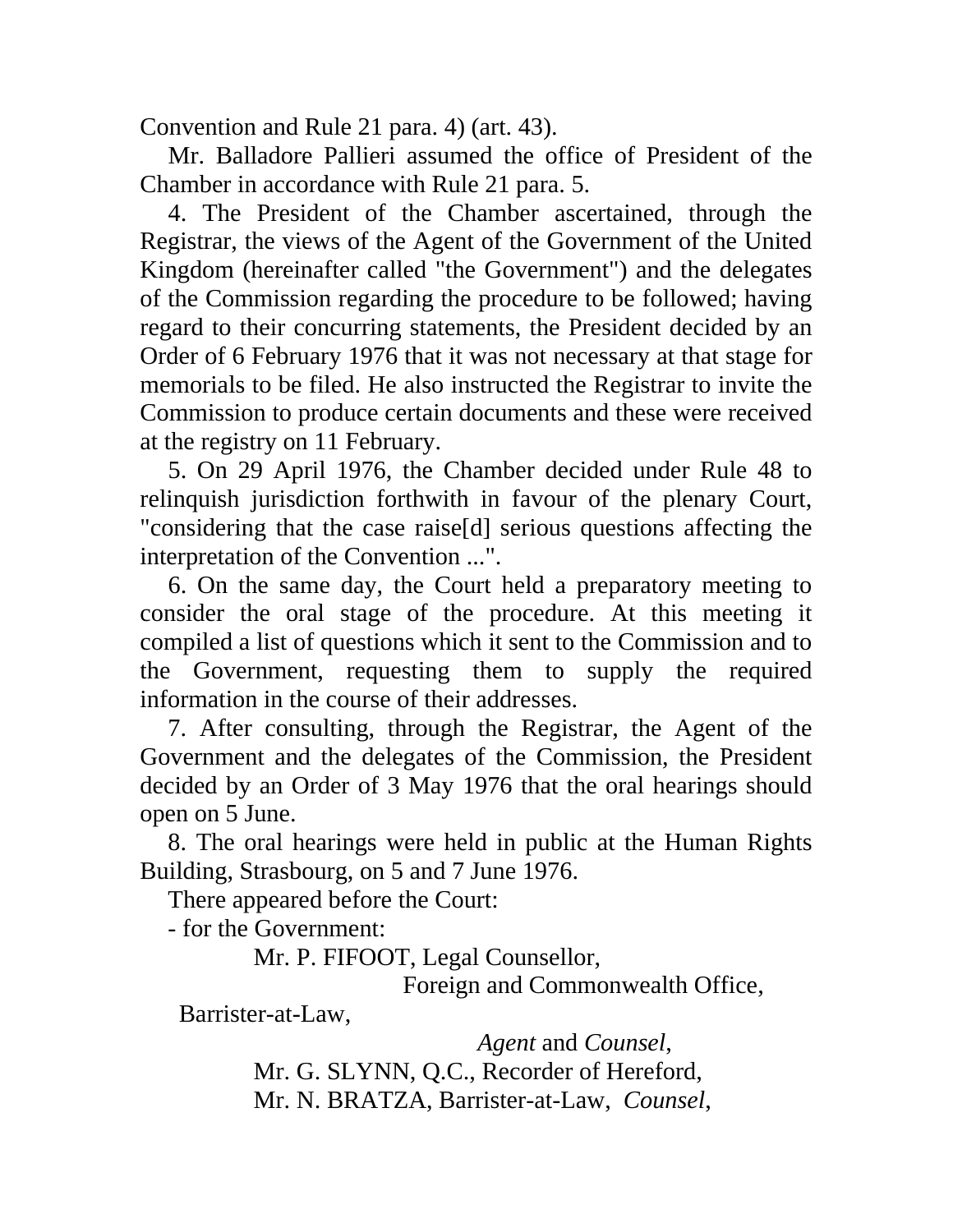Convention and Rule 21 para. 4) (art. 43).

Mr. Balladore Pallieri assumed the office of President of the Chamber in accordance with Rule 21 para. 5.

4. The President of the Chamber ascertained, through the Registrar, the views of the Agent of the Government of the United Kingdom (hereinafter called "the Government") and the delegates of the Commission regarding the procedure to be followed; having regard to their concurring statements, the President decided by an Order of 6 February 1976 that it was not necessary at that stage for memorials to be filed. He also instructed the Registrar to invite the Commission to produce certain documents and these were received at the registry on 11 February.

5. On 29 April 1976, the Chamber decided under Rule 48 to relinquish jurisdiction forthwith in favour of the plenary Court, "considering that the case raise[d] serious questions affecting the interpretation of the Convention ...".

6. On the same day, the Court held a preparatory meeting to consider the oral stage of the procedure. At this meeting it compiled a list of questions which it sent to the Commission and to the Government, requesting them to supply the required information in the course of their addresses.

7. After consulting, through the Registrar, the Agent of the Government and the delegates of the Commission, the President decided by an Order of 3 May 1976 that the oral hearings should open on 5 June.

8. The oral hearings were held in public at the Human Rights Building, Strasbourg, on 5 and 7 June 1976.

There appeared before the Court:

- for the Government:

Mr. P. FIFOOT, Legal Counsellor,
Foreign and Commonwealth Office,
Barrister-at-Law,
*Agent* and *Counsel*,

Mr. G. SLYNN, Q.C., Recorder of Hereford,

Mr. N. BRATZA, Barrister-at-Law, *Counsel*,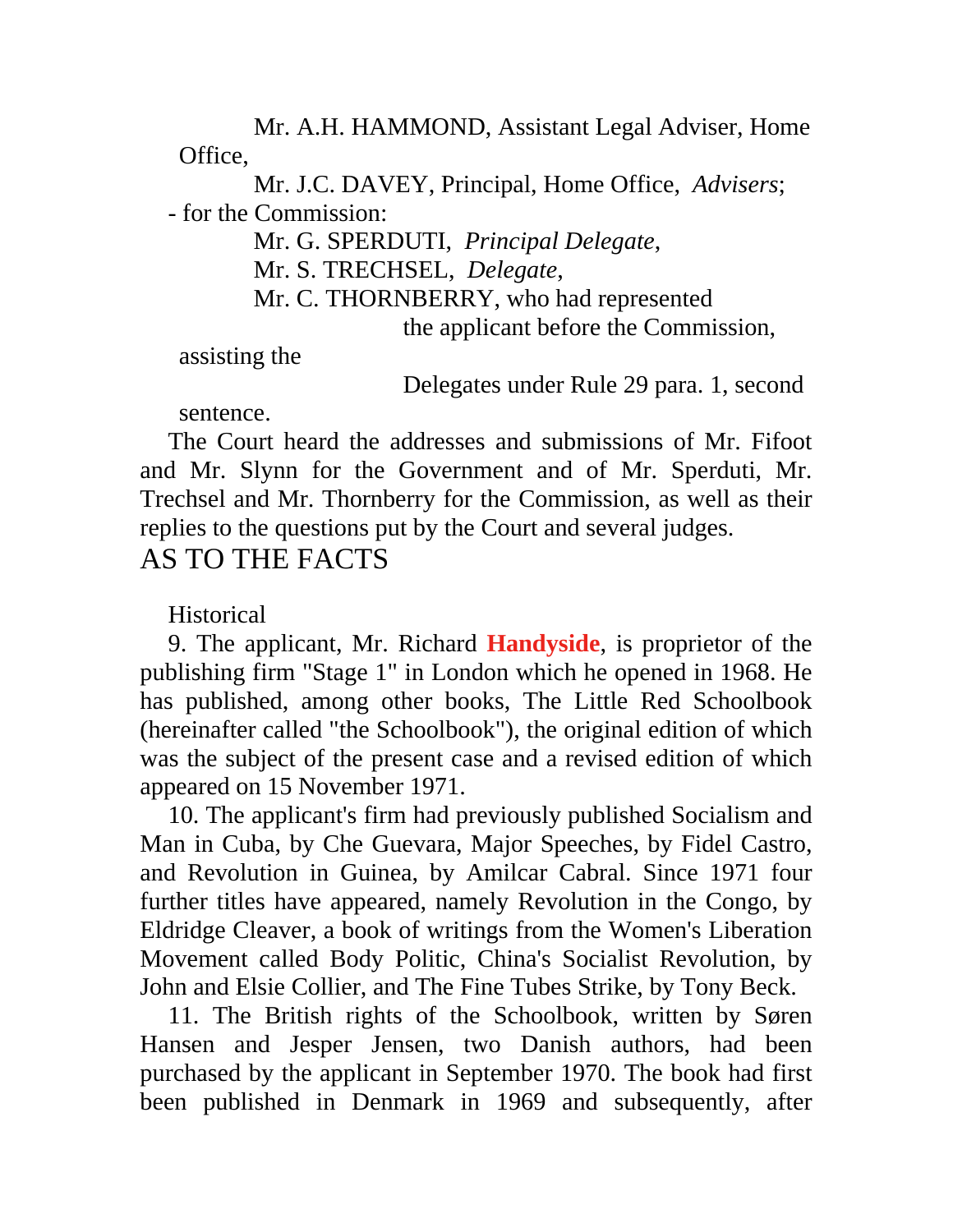Mr. A.H. HAMMOND, Assistant Legal Adviser, Home Office,

Mr. J.C. DAVEY, Principal, Home Office, *Advisers*;

- for the Commission:

Mr. G. SPERDUTI, *Principal Delegate*,

Mr. S. TRECHSEL, *Delegate*,

Mr. C. THORNBERRY, who had represented the applicant before the Commission, assisting the Delegates under Rule 29 para. 1, second sentence.

The Court heard the addresses and submissions of Mr. Fifoot and Mr. Slynn for the Government and of Mr. Sperduti, Mr. Trechsel and Mr. Thornberry for the Commission, as well as their replies to the questions put by the Court and several judges.

## AS TO THE FACTS

Historical

9. The applicant, Mr. Richard **Handyside**, is proprietor of the publishing firm "Stage 1" in London which he opened in 1968. He has published, among other books, The Little Red Schoolbook (hereinafter called "the Schoolbook"), the original edition of which was the subject of the present case and a revised edition of which appeared on 15 November 1971.

10. The applicant's firm had previously published Socialism and Man in Cuba, by Che Guevara, Major Speeches, by Fidel Castro, and Revolution in Guinea, by Amilcar Cabral. Since 1971 four further titles have appeared, namely Revolution in the Congo, by Eldridge Cleaver, a book of writings from the Women's Liberation Movement called Body Politic, China's Socialist Revolution, by John and Elsie Collier, and The Fine Tubes Strike, by Tony Beck.

11. The British rights of the Schoolbook, written by Søren Hansen and Jesper Jensen, two Danish authors, had been purchased by the applicant in September 1970. The book had first been published in Denmark in 1969 and subsequently, after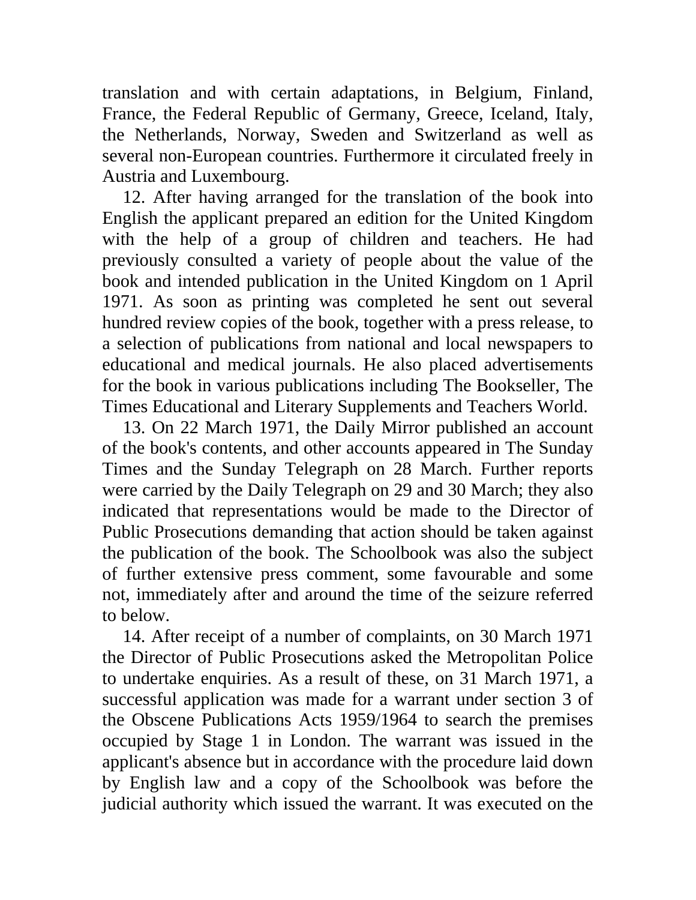translation and with certain adaptations, in Belgium, Finland, France, the Federal Republic of Germany, Greece, Iceland, Italy, the Netherlands, Norway, Sweden and Switzerland as well as several non-European countries. Furthermore it circulated freely in Austria and Luxembourg.

12. After having arranged for the translation of the book into English the applicant prepared an edition for the United Kingdom with the help of a group of children and teachers. He had previously consulted a variety of people about the value of the book and intended publication in the United Kingdom on 1 April 1971. As soon as printing was completed he sent out several hundred review copies of the book, together with a press release, to a selection of publications from national and local newspapers to educational and medical journals. He also placed advertisements for the book in various publications including The Bookseller, The Times Educational and Literary Supplements and Teachers World.

13. On 22 March 1971, the Daily Mirror published an account of the book's contents, and other accounts appeared in The Sunday Times and the Sunday Telegraph on 28 March. Further reports were carried by the Daily Telegraph on 29 and 30 March; they also indicated that representations would be made to the Director of Public Prosecutions demanding that action should be taken against the publication of the book. The Schoolbook was also the subject of further extensive press comment, some favourable and some not, immediately after and around the time of the seizure referred to below.

14. After receipt of a number of complaints, on 30 March 1971 the Director of Public Prosecutions asked the Metropolitan Police to undertake enquiries. As a result of these, on 31 March 1971, a successful application was made for a warrant under section 3 of the Obscene Publications Acts 1959/1964 to search the premises occupied by Stage 1 in London. The warrant was issued in the applicant's absence but in accordance with the procedure laid down by English law and a copy of the Schoolbook was before the judicial authority which issued the warrant. It was executed on the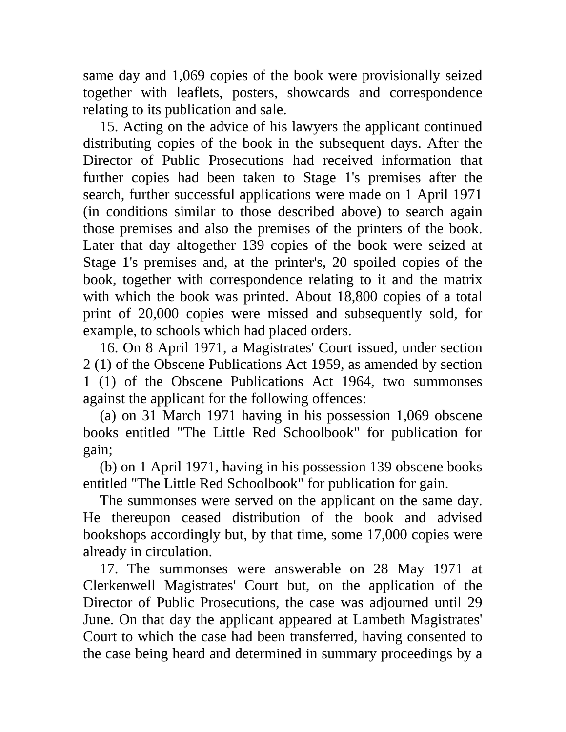same day and 1,069 copies of the book were provisionally seized together with leaflets, posters, showcards and correspondence relating to its publication and sale.

15. Acting on the advice of his lawyers the applicant continued distributing copies of the book in the subsequent days. After the Director of Public Prosecutions had received information that further copies had been taken to Stage 1's premises after the search, further successful applications were made on 1 April 1971 (in conditions similar to those described above) to search again those premises and also the premises of the printers of the book. Later that day altogether 139 copies of the book were seized at Stage 1's premises and, at the printer's, 20 spoiled copies of the book, together with correspondence relating to it and the matrix with which the book was printed. About 18,800 copies of a total print of 20,000 copies were missed and subsequently sold, for example, to schools which had placed orders.

16. On 8 April 1971, a Magistrates' Court issued, under section 2 (1) of the Obscene Publications Act 1959, as amended by section 1 (1) of the Obscene Publications Act 1964, two summonses against the applicant for the following offences:

(a) on 31 March 1971 having in his possession 1,069 obscene books entitled "The Little Red Schoolbook" for publication for gain;

(b) on 1 April 1971, having in his possession 139 obscene books entitled "The Little Red Schoolbook" for publication for gain.

The summonses were served on the applicant on the same day. He thereupon ceased distribution of the book and advised bookshops accordingly but, by that time, some 17,000 copies were already in circulation.

17. The summonses were answerable on 28 May 1971 at Clerkenwell Magistrates' Court but, on the application of the Director of Public Prosecutions, the case was adjourned until 29 June. On that day the applicant appeared at Lambeth Magistrates' Court to which the case had been transferred, having consented to the case being heard and determined in summary proceedings by a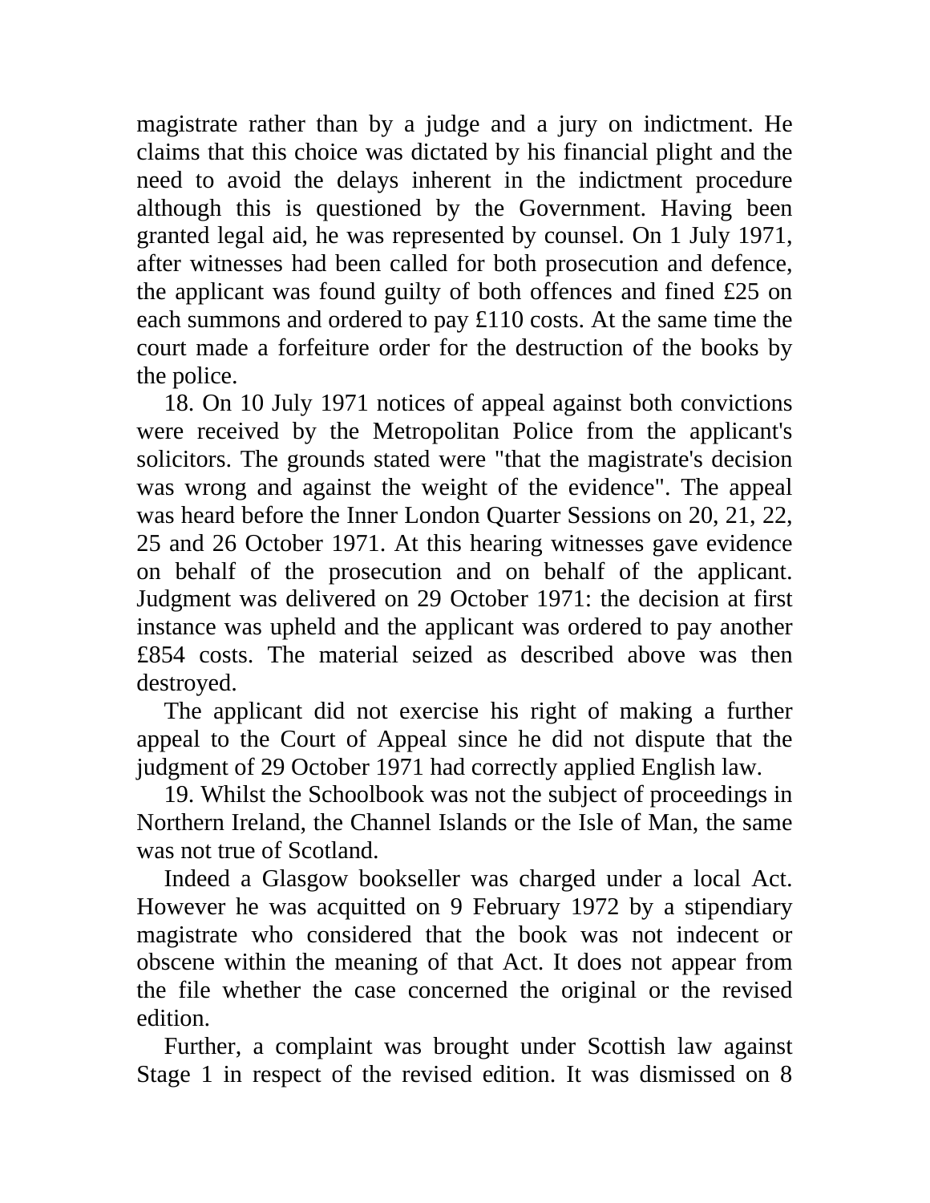magistrate rather than by a judge and a jury on indictment. He claims that this choice was dictated by his financial plight and the need to avoid the delays inherent in the indictment procedure although this is questioned by the Government. Having been granted legal aid, he was represented by counsel. On 1 July 1971, after witnesses had been called for both prosecution and defence, the applicant was found guilty of both offences and fined £25 on each summons and ordered to pay £110 costs. At the same time the court made a forfeiture order for the destruction of the books by the police.

18. On 10 July 1971 notices of appeal against both convictions were received by the Metropolitan Police from the applicant's solicitors. The grounds stated were "that the magistrate's decision was wrong and against the weight of the evidence". The appeal was heard before the Inner London Quarter Sessions on 20, 21, 22, 25 and 26 October 1971. At this hearing witnesses gave evidence on behalf of the prosecution and on behalf of the applicant. Judgment was delivered on 29 October 1971: the decision at first instance was upheld and the applicant was ordered to pay another £854 costs. The material seized as described above was then destroyed.

The applicant did not exercise his right of making a further appeal to the Court of Appeal since he did not dispute that the judgment of 29 October 1971 had correctly applied English law.

19. Whilst the Schoolbook was not the subject of proceedings in Northern Ireland, the Channel Islands or the Isle of Man, the same was not true of Scotland.

Indeed a Glasgow bookseller was charged under a local Act. However he was acquitted on 9 February 1972 by a stipendiary magistrate who considered that the book was not indecent or obscene within the meaning of that Act. It does not appear from the file whether the case concerned the original or the revised edition.

Further, a complaint was brought under Scottish law against Stage 1 in respect of the revised edition. It was dismissed on 8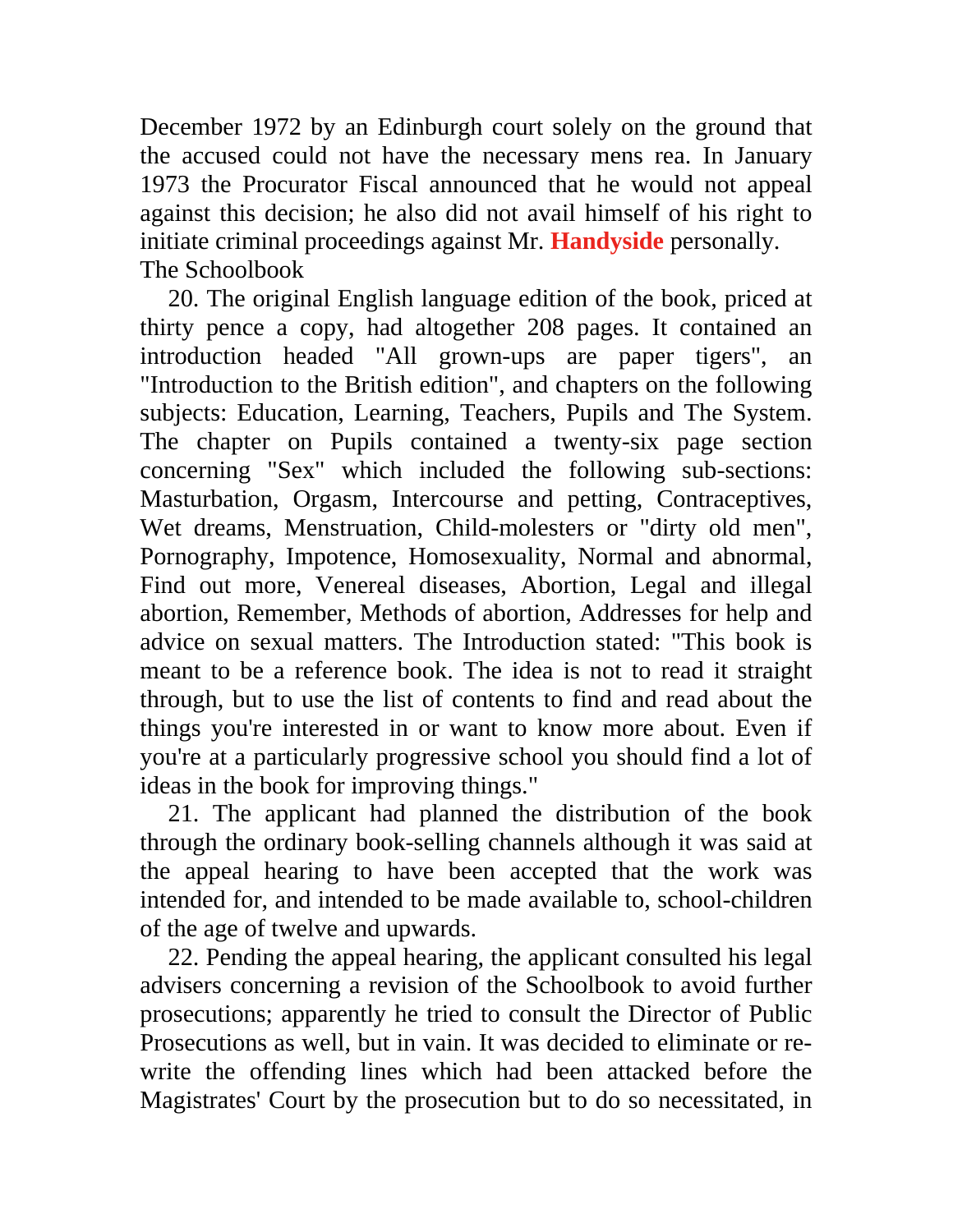December 1972 by an Edinburgh court solely on the ground that the accused could not have the necessary mens rea. In January 1973 the Procurator Fiscal announced that he would not appeal against this decision; he also did not avail himself of his right to initiate criminal proceedings against Mr. **Handyside** personally.

The Schoolbook

20. The original English language edition of the book, priced at thirty pence a copy, had altogether 208 pages. It contained an introduction headed "All grown-ups are paper tigers", an "Introduction to the British edition", and chapters on the following subjects: Education, Learning, Teachers, Pupils and The System. The chapter on Pupils contained a twenty-six page section concerning "Sex" which included the following sub-sections: Masturbation, Orgasm, Intercourse and petting, Contraceptives, Wet dreams, Menstruation, Child-molesters or "dirty old men", Pornography, Impotence, Homosexuality, Normal and abnormal, Find out more, Venereal diseases, Abortion, Legal and illegal abortion, Remember, Methods of abortion, Addresses for help and advice on sexual matters. The Introduction stated: "This book is meant to be a reference book. The idea is not to read it straight through, but to use the list of contents to find and read about the things you're interested in or want to know more about. Even if you're at a particularly progressive school you should find a lot of ideas in the book for improving things."

21. The applicant had planned the distribution of the book through the ordinary book-selling channels although it was said at the appeal hearing to have been accepted that the work was intended for, and intended to be made available to, school-children of the age of twelve and upwards.

22. Pending the appeal hearing, the applicant consulted his legal advisers concerning a revision of the Schoolbook to avoid further prosecutions; apparently he tried to consult the Director of Public Prosecutions as well, but in vain. It was decided to eliminate or re-write the offending lines which had been attacked before the Magistrates' Court by the prosecution but to do so necessitated, in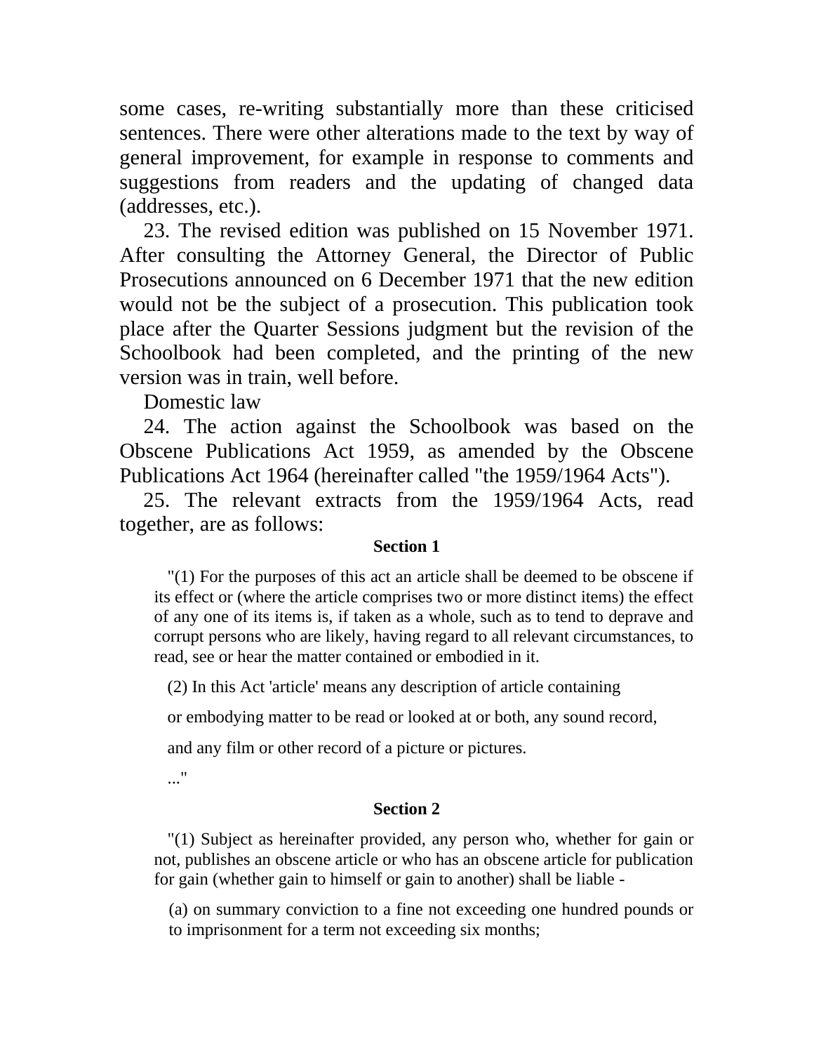some cases, re-writing substantially more than these criticised sentences. There were other alterations made to the text by way of general improvement, for example in response to comments and suggestions from readers and the updating of changed data (addresses, etc.).

23. The revised edition was published on 15 November 1971. After consulting the Attorney General, the Director of Public Prosecutions announced on 6 December 1971 that the new edition would not be the subject of a prosecution. This publication took place after the Quarter Sessions judgment but the revision of the Schoolbook had been completed, and the printing of the new version was in train, well before.

Domestic law

24. The action against the Schoolbook was based on the Obscene Publications Act 1959, as amended by the Obscene Publications Act 1964 (hereinafter called "the 1959/1964 Acts").

25. The relevant extracts from the 1959/1964 Acts, read together, are as follows:

**Section 1**

> "(1) For the purposes of this act an article shall be deemed to be obscene if its effect or (where the article comprises two or more distinct items) the effect of any one of its items is, if taken as a whole, such as to tend to deprave and corrupt persons who are likely, having regard to all relevant circumstances, to read, see or hear the matter contained or embodied in it.
>
> (2) In this Act 'article' means any description of article containing or embodying matter to be read or looked at or both, any sound record, and any film or other record of a picture or pictures.
>
> ..."

**Section 2**

> "(1) Subject as hereinafter provided, any person who, whether for gain or not, publishes an obscene article or who has an obscene article for publication for gain (whether gain to himself or gain to another) shall be liable -
>
> (a) on summary conviction to a fine not exceeding one hundred pounds or to imprisonment for a term not exceeding six months;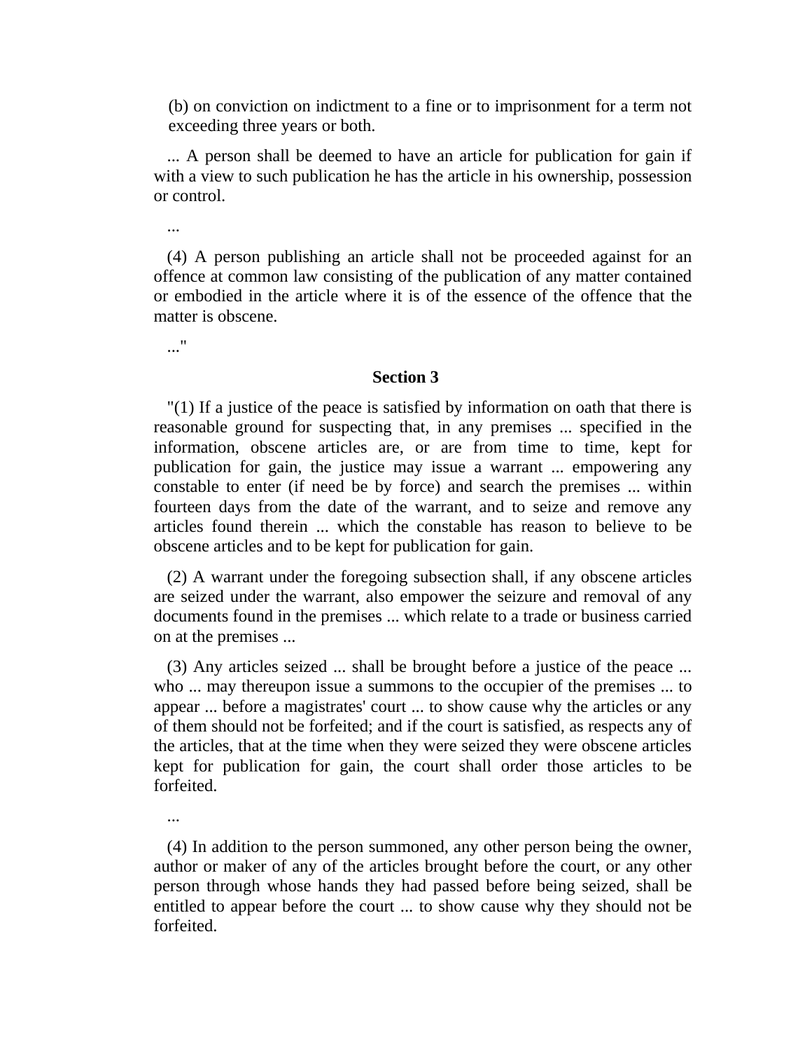(b) on conviction on indictment to a fine or to imprisonment for a term not exceeding three years or both.

... A person shall be deemed to have an article for publication for gain if with a view to such publication he has the article in his ownership, possession or control.

...

(4) A person publishing an article shall not be proceeded against for an offence at common law consisting of the publication of any matter contained or embodied in the article where it is of the essence of the offence that the matter is obscene.

..."

**Section 3**

"(1) If a justice of the peace is satisfied by information on oath that there is reasonable ground for suspecting that, in any premises ... specified in the information, obscene articles are, or are from time to time, kept for publication for gain, the justice may issue a warrant ... empowering any constable to enter (if need be by force) and search the premises ... within fourteen days from the date of the warrant, and to seize and remove any articles found therein ... which the constable has reason to believe to be obscene articles and to be kept for publication for gain.

(2) A warrant under the foregoing subsection shall, if any obscene articles are seized under the warrant, also empower the seizure and removal of any documents found in the premises ... which relate to a trade or business carried on at the premises ...

(3) Any articles seized ... shall be brought before a justice of the peace ... who ... may thereupon issue a summons to the occupier of the premises ... to appear ... before a magistrates' court ... to show cause why the articles or any of them should not be forfeited; and if the court is satisfied, as respects any of the articles, that at the time when they were seized they were obscene articles kept for publication for gain, the court shall order those articles to be forfeited.

...

(4) In addition to the person summoned, any other person being the owner, author or maker of any of the articles brought before the court, or any other person through whose hands they had passed before being seized, shall be entitled to appear before the court ... to show cause why they should not be forfeited.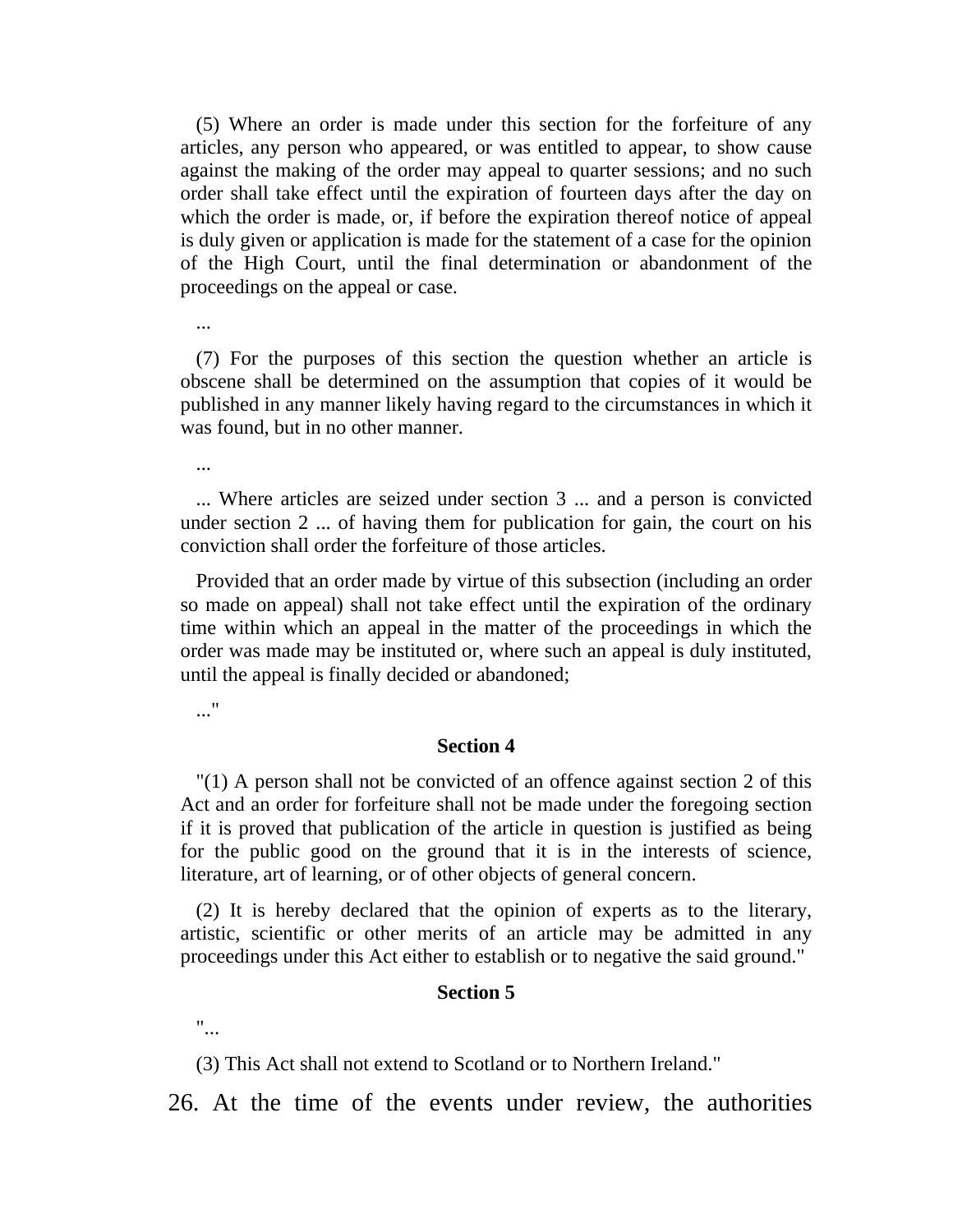(5) Where an order is made under this section for the forfeiture of any articles, any person who appeared, or was entitled to appear, to show cause against the making of the order may appeal to quarter sessions; and no such order shall take effect until the expiration of fourteen days after the day on which the order is made, or, if before the expiration thereof notice of appeal is duly given or application is made for the statement of a case for the opinion of the High Court, until the final determination or abandonment of the proceedings on the appeal or case.

...

(7) For the purposes of this section the question whether an article is obscene shall be determined on the assumption that copies of it would be published in any manner likely having regard to the circumstances in which it was found, but in no other manner.

...

... Where articles are seized under section 3 ... and a person is convicted under section 2 ... of having them for publication for gain, the court on his conviction shall order the forfeiture of those articles.

Provided that an order made by virtue of this subsection (including an order so made on appeal) shall not take effect until the expiration of the ordinary time within which an appeal in the matter of the proceedings in which the order was made may be instituted or, where such an appeal is duly instituted, until the appeal is finally decided or abandoned;

..."

**Section 4**

"(1) A person shall not be convicted of an offence against section 2 of this Act and an order for forfeiture shall not be made under the foregoing section if it is proved that publication of the article in question is justified as being for the public good on the ground that it is in the interests of science, literature, art of learning, or of other objects of general concern.

(2) It is hereby declared that the opinion of experts as to the literary, artistic, scientific or other merits of an article may be admitted in any proceedings under this Act either to establish or to negative the said ground."

**Section 5**

"...

(3) This Act shall not extend to Scotland or to Northern Ireland."

26. At the time of the events under review, the authorities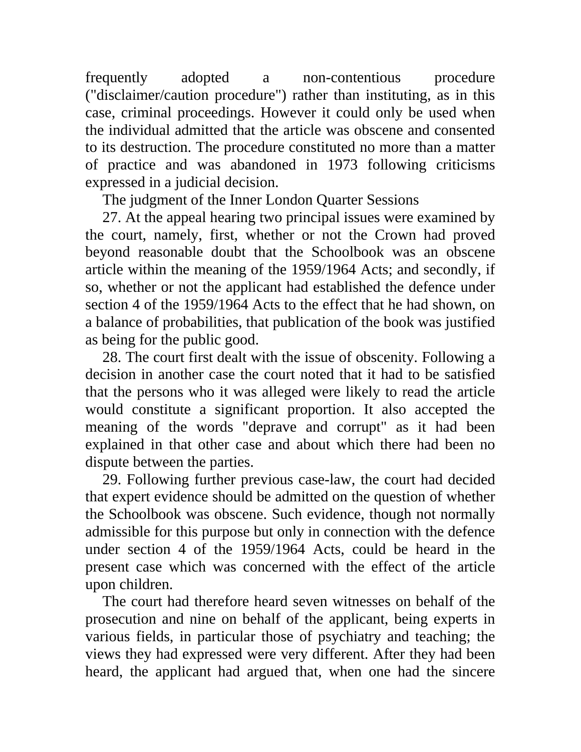frequently adopted a non-contentious procedure ("disclaimer/caution procedure") rather than instituting, as in this case, criminal proceedings. However it could only be used when the individual admitted that the article was obscene and consented to its destruction. The procedure constituted no more than a matter of practice and was abandoned in 1973 following criticisms expressed in a judicial decision.

The judgment of the Inner London Quarter Sessions

27. At the appeal hearing two principal issues were examined by the court, namely, first, whether or not the Crown had proved beyond reasonable doubt that the Schoolbook was an obscene article within the meaning of the 1959/1964 Acts; and secondly, if so, whether or not the applicant had established the defence under section 4 of the 1959/1964 Acts to the effect that he had shown, on a balance of probabilities, that publication of the book was justified as being for the public good.

28. The court first dealt with the issue of obscenity. Following a decision in another case the court noted that it had to be satisfied that the persons who it was alleged were likely to read the article would constitute a significant proportion. It also accepted the meaning of the words "deprave and corrupt" as it had been explained in that other case and about which there had been no dispute between the parties.

29. Following further previous case-law, the court had decided that expert evidence should be admitted on the question of whether the Schoolbook was obscene. Such evidence, though not normally admissible for this purpose but only in connection with the defence under section 4 of the 1959/1964 Acts, could be heard in the present case which was concerned with the effect of the article upon children.

The court had therefore heard seven witnesses on behalf of the prosecution and nine on behalf of the applicant, being experts in various fields, in particular those of psychiatry and teaching; the views they had expressed were very different. After they had been heard, the applicant had argued that, when one had the sincere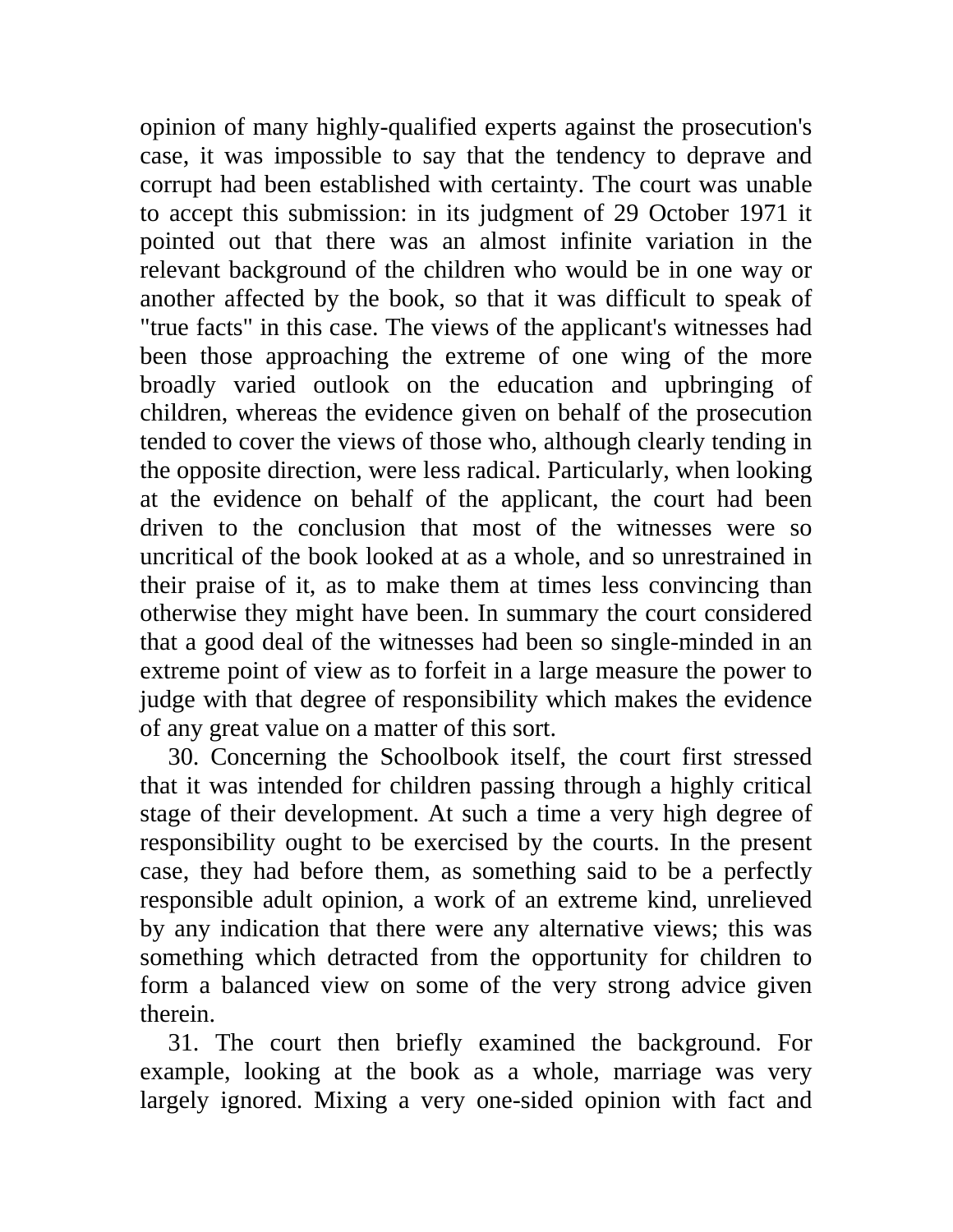opinion of many highly-qualified experts against the prosecution's case, it was impossible to say that the tendency to deprave and corrupt had been established with certainty. The court was unable to accept this submission: in its judgment of 29 October 1971 it pointed out that there was an almost infinite variation in the relevant background of the children who would be in one way or another affected by the book, so that it was difficult to speak of "true facts" in this case. The views of the applicant's witnesses had been those approaching the extreme of one wing of the more broadly varied outlook on the education and upbringing of children, whereas the evidence given on behalf of the prosecution tended to cover the views of those who, although clearly tending in the opposite direction, were less radical. Particularly, when looking at the evidence on behalf of the applicant, the court had been driven to the conclusion that most of the witnesses were so uncritical of the book looked at as a whole, and so unrestrained in their praise of it, as to make them at times less convincing than otherwise they might have been. In summary the court considered that a good deal of the witnesses had been so single-minded in an extreme point of view as to forfeit in a large measure the power to judge with that degree of responsibility which makes the evidence of any great value on a matter of this sort.

30. Concerning the Schoolbook itself, the court first stressed that it was intended for children passing through a highly critical stage of their development. At such a time a very high degree of responsibility ought to be exercised by the courts. In the present case, they had before them, as something said to be a perfectly responsible adult opinion, a work of an extreme kind, unrelieved by any indication that there were any alternative views; this was something which detracted from the opportunity for children to form a balanced view on some of the very strong advice given therein.

31. The court then briefly examined the background. For example, looking at the book as a whole, marriage was very largely ignored. Mixing a very one-sided opinion with fact and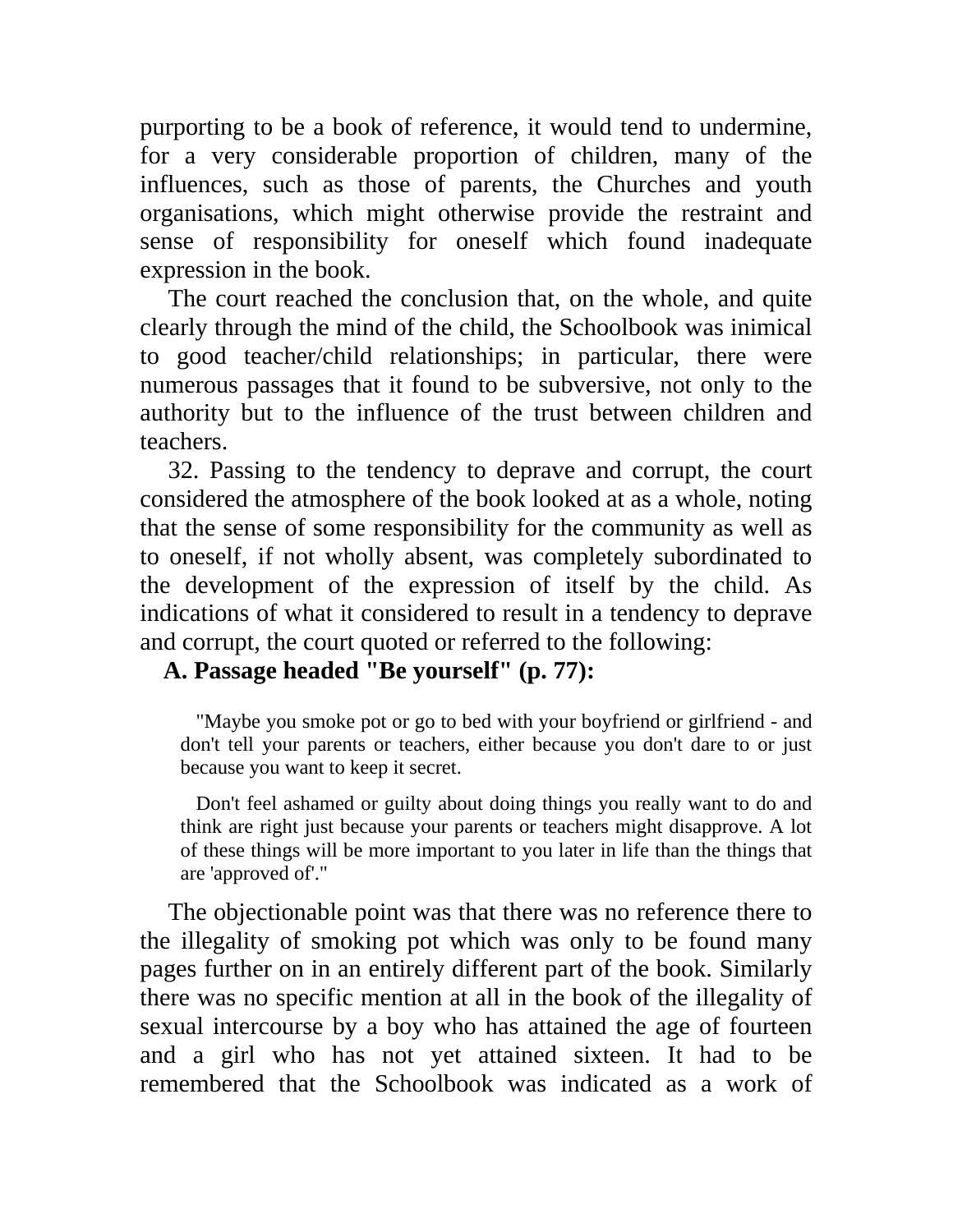purporting to be a book of reference, it would tend to undermine, for a very considerable proportion of children, many of the influences, such as those of parents, the Churches and youth organisations, which might otherwise provide the restraint and sense of responsibility for oneself which found inadequate expression in the book.

The court reached the conclusion that, on the whole, and quite clearly through the mind of the child, the Schoolbook was inimical to good teacher/child relationships; in particular, there were numerous passages that it found to be subversive, not only to the authority but to the influence of the trust between children and teachers.

32. Passing to the tendency to deprave and corrupt, the court considered the atmosphere of the book looked at as a whole, noting that the sense of some responsibility for the community as well as to oneself, if not wholly absent, was completely subordinated to the development of the expression of itself by the child. As indications of what it considered to result in a tendency to deprave and corrupt, the court quoted or referred to the following:

**A. Passage headed "Be yourself" (p. 77):**

> "Maybe you smoke pot or go to bed with your boyfriend or girlfriend - and don't tell your parents or teachers, either because you don't dare to or just because you want to keep it secret.
>
> Don't feel ashamed or guilty about doing things you really want to do and think are right just because your parents or teachers might disapprove. A lot of these things will be more important to you later in life than the things that are 'approved of'."

The objectionable point was that there was no reference there to the illegality of smoking pot which was only to be found many pages further on in an entirely different part of the book. Similarly there was no specific mention at all in the book of the illegality of sexual intercourse by a boy who has attained the age of fourteen and a girl who has not yet attained sixteen. It had to be remembered that the Schoolbook was indicated as a work of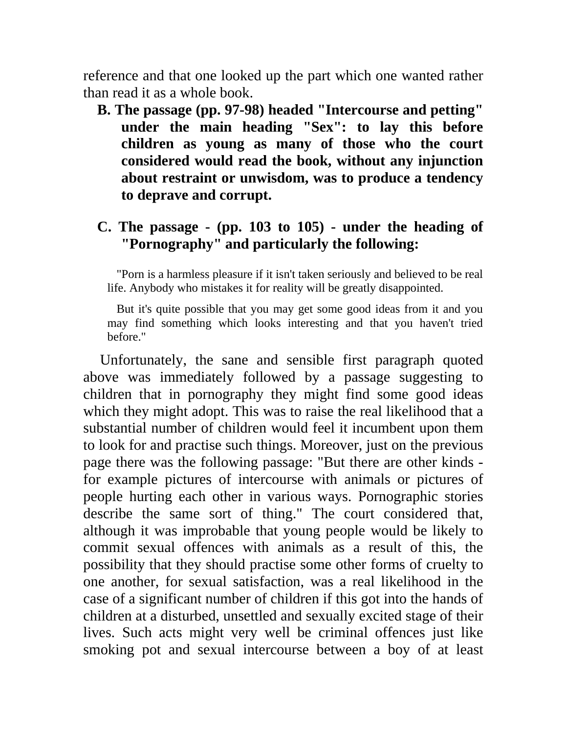reference and that one looked up the part which one wanted rather than read it as a whole book.

**B. The passage (pp. 97-98) headed "Intercourse and petting" under the main heading "Sex": to lay this before children as young as many of those who the court considered would read the book, without any injunction about restraint or unwisdom, was to produce a tendency to deprave and corrupt.**

**C. The passage - (pp. 103 to 105) - under the heading of "Pornography" and particularly the following:**

> "Porn is a harmless pleasure if it isn't taken seriously and believed to be real life. Anybody who mistakes it for reality will be greatly disappointed.
>
> But it's quite possible that you may get some good ideas from it and you may find something which looks interesting and that you haven't tried before."

Unfortunately, the sane and sensible first paragraph quoted above was immediately followed by a passage suggesting to children that in pornography they might find some good ideas which they might adopt. This was to raise the real likelihood that a substantial number of children would feel it incumbent upon them to look for and practise such things. Moreover, just on the previous page there was the following passage: "But there are other kinds - for example pictures of intercourse with animals or pictures of people hurting each other in various ways. Pornographic stories describe the same sort of thing." The court considered that, although it was improbable that young people would be likely to commit sexual offences with animals as a result of this, the possibility that they should practise some other forms of cruelty to one another, for sexual satisfaction, was a real likelihood in the case of a significant number of children if this got into the hands of children at a disturbed, unsettled and sexually excited stage of their lives. Such acts might very well be criminal offences just like smoking pot and sexual intercourse between a boy of at least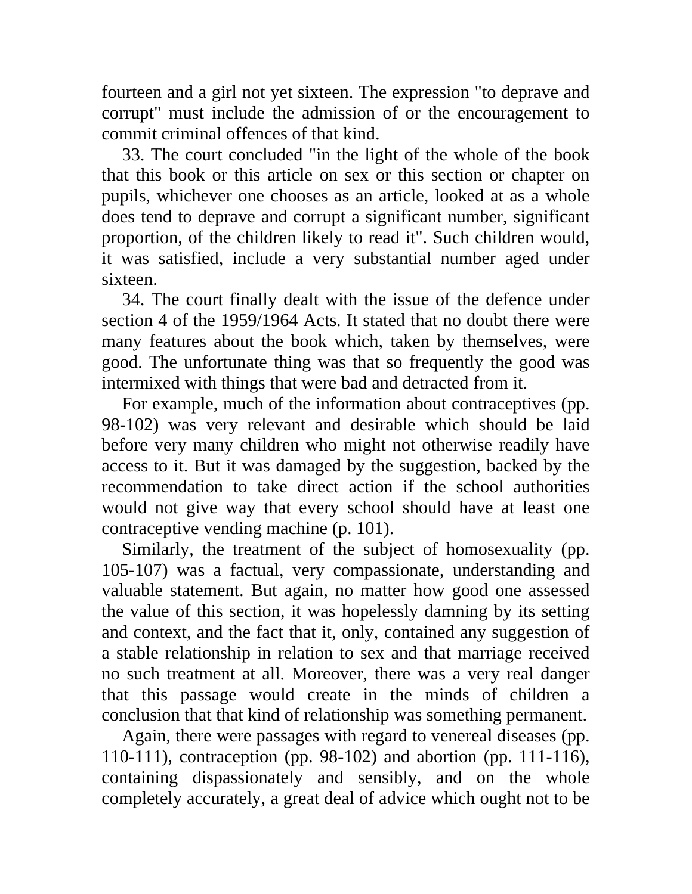fourteen and a girl not yet sixteen. The expression "to deprave and corrupt" must include the admission of or the encouragement to commit criminal offences of that kind.

33. The court concluded "in the light of the whole of the book that this book or this article on sex or this section or chapter on pupils, whichever one chooses as an article, looked at as a whole does tend to deprave and corrupt a significant number, significant proportion, of the children likely to read it". Such children would, it was satisfied, include a very substantial number aged under sixteen.

34. The court finally dealt with the issue of the defence under section 4 of the 1959/1964 Acts. It stated that no doubt there were many features about the book which, taken by themselves, were good. The unfortunate thing was that so frequently the good was intermixed with things that were bad and detracted from it.

For example, much of the information about contraceptives (pp. 98-102) was very relevant and desirable which should be laid before very many children who might not otherwise readily have access to it. But it was damaged by the suggestion, backed by the recommendation to take direct action if the school authorities would not give way that every school should have at least one contraceptive vending machine (p. 101).

Similarly, the treatment of the subject of homosexuality (pp. 105-107) was a factual, very compassionate, understanding and valuable statement. But again, no matter how good one assessed the value of this section, it was hopelessly damning by its setting and context, and the fact that it, only, contained any suggestion of a stable relationship in relation to sex and that marriage received no such treatment at all. Moreover, there was a very real danger that this passage would create in the minds of children a conclusion that that kind of relationship was something permanent.

Again, there were passages with regard to venereal diseases (pp. 110-111), contraception (pp. 98-102) and abortion (pp. 111-116), containing dispassionately and sensibly, and on the whole completely accurately, a great deal of advice which ought not to be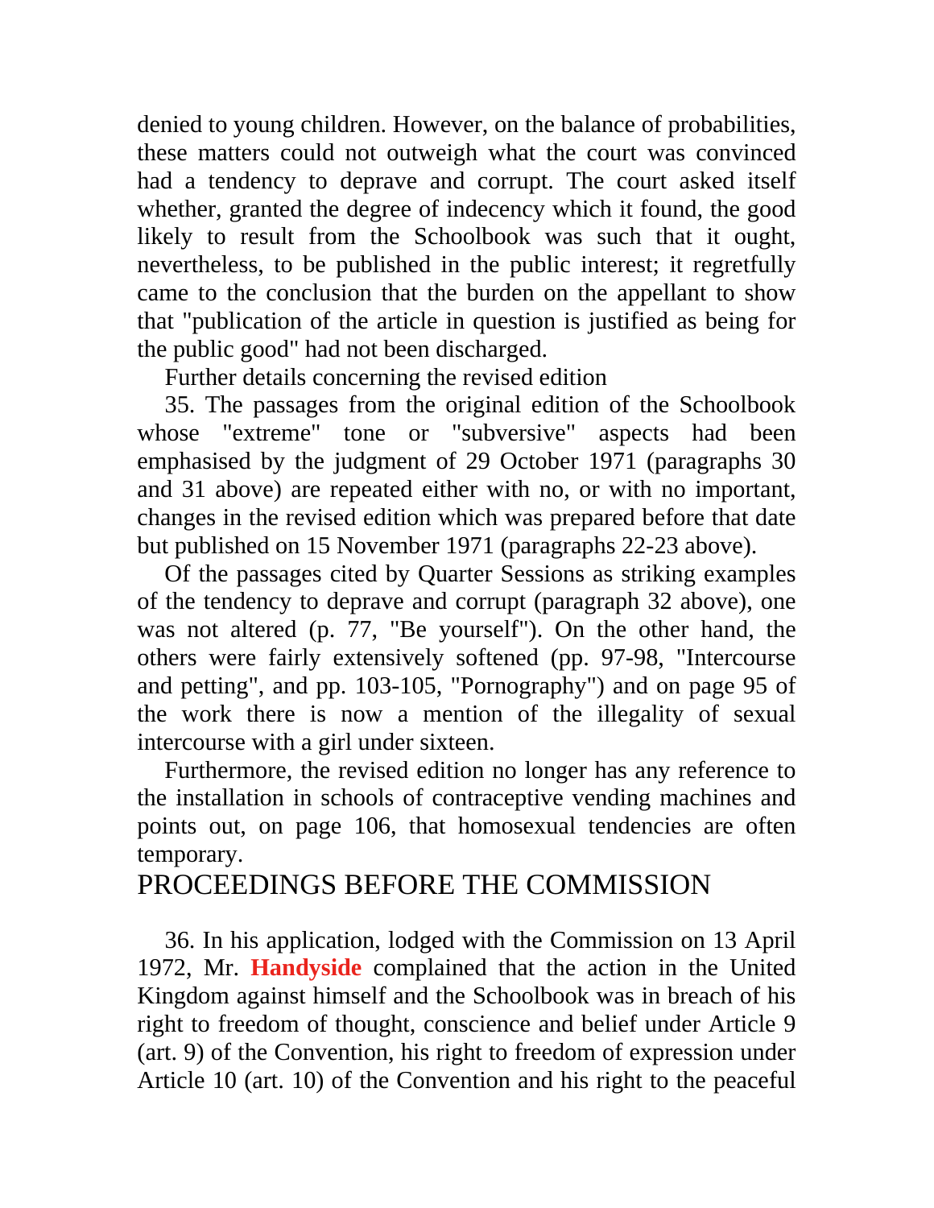denied to young children. However, on the balance of probabilities, these matters could not outweigh what the court was convinced had a tendency to deprave and corrupt. The court asked itself whether, granted the degree of indecency which it found, the good likely to result from the Schoolbook was such that it ought, nevertheless, to be published in the public interest; it regretfully came to the conclusion that the burden on the appellant to show that "publication of the article in question is justified as being for the public good" had not been discharged.

Further details concerning the revised edition

35. The passages from the original edition of the Schoolbook whose "extreme" tone or "subversive" aspects had been emphasised by the judgment of 29 October 1971 (paragraphs 30 and 31 above) are repeated either with no, or with no important, changes in the revised edition which was prepared before that date but published on 15 November 1971 (paragraphs 22-23 above).

Of the passages cited by Quarter Sessions as striking examples of the tendency to deprave and corrupt (paragraph 32 above), one was not altered (p. 77, "Be yourself"). On the other hand, the others were fairly extensively softened (pp. 97-98, "Intercourse and petting", and pp. 103-105, "Pornography") and on page 95 of the work there is now a mention of the illegality of sexual intercourse with a girl under sixteen.

Furthermore, the revised edition no longer has any reference to the installation in schools of contraceptive vending machines and points out, on page 106, that homosexual tendencies are often temporary.

## PROCEEDINGS BEFORE THE COMMISSION

36. In his application, lodged with the Commission on 13 April 1972, Mr. **Handyside** complained that the action in the United Kingdom against himself and the Schoolbook was in breach of his right to freedom of thought, conscience and belief under Article 9 (art. 9) of the Convention, his right to freedom of expression under Article 10 (art. 10) of the Convention and his right to the peaceful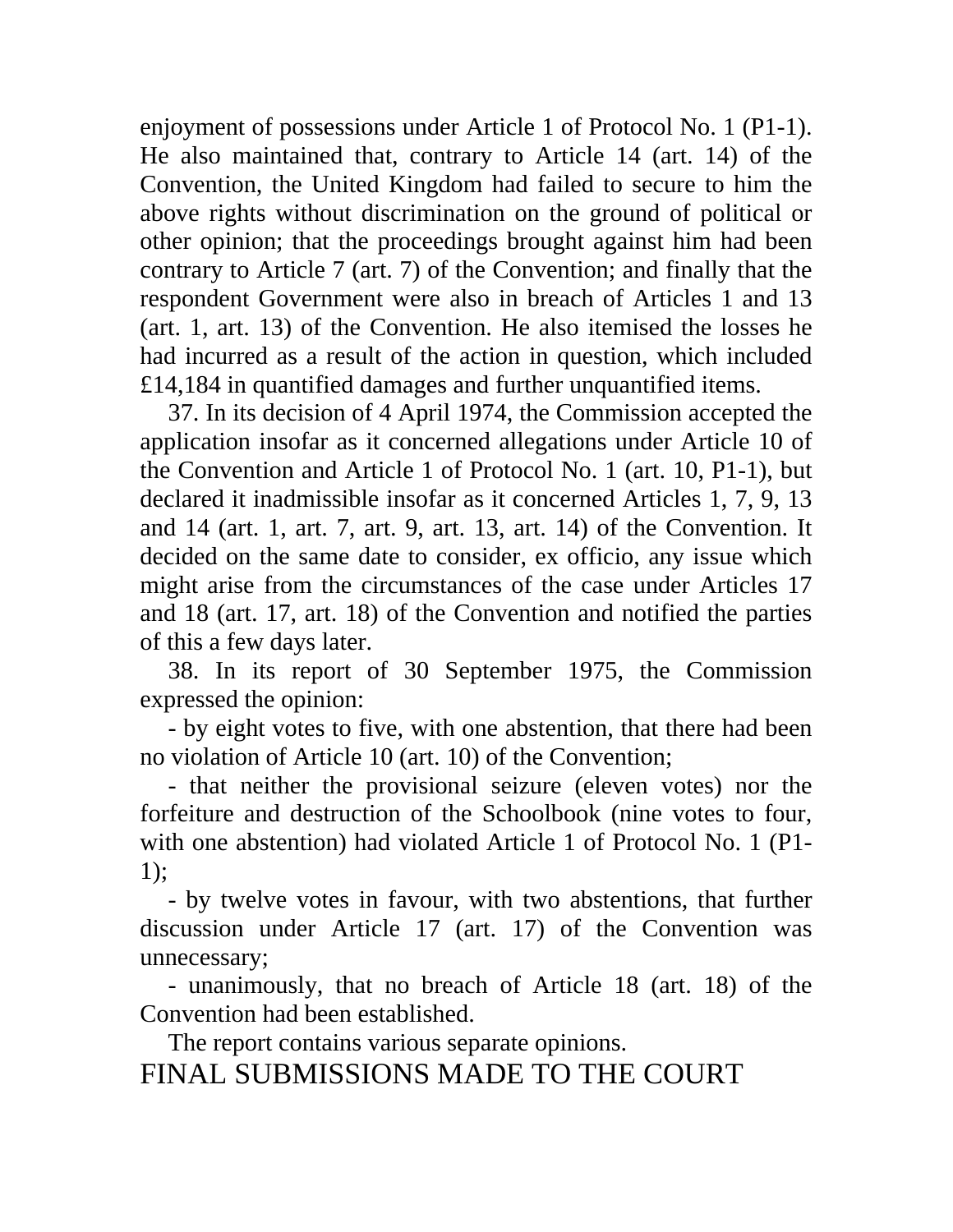enjoyment of possessions under Article 1 of Protocol No. 1 (P1-1). He also maintained that, contrary to Article 14 (art. 14) of the Convention, the United Kingdom had failed to secure to him the above rights without discrimination on the ground of political or other opinion; that the proceedings brought against him had been contrary to Article 7 (art. 7) of the Convention; and finally that the respondent Government were also in breach of Articles 1 and 13 (art. 1, art. 13) of the Convention. He also itemised the losses he had incurred as a result of the action in question, which included £14,184 in quantified damages and further unquantified items.

37. In its decision of 4 April 1974, the Commission accepted the application insofar as it concerned allegations under Article 10 of the Convention and Article 1 of Protocol No. 1 (art. 10, P1-1), but declared it inadmissible insofar as it concerned Articles 1, 7, 9, 13 and 14 (art. 1, art. 7, art. 9, art. 13, art. 14) of the Convention. It decided on the same date to consider, ex officio, any issue which might arise from the circumstances of the case under Articles 17 and 18 (art. 17, art. 18) of the Convention and notified the parties of this a few days later.

38. In its report of 30 September 1975, the Commission expressed the opinion:

- by eight votes to five, with one abstention, that there had been no violation of Article 10 (art. 10) of the Convention;

- that neither the provisional seizure (eleven votes) nor the forfeiture and destruction of the Schoolbook (nine votes to four, with one abstention) had violated Article 1 of Protocol No. 1 (P1-1);

- by twelve votes in favour, with two abstentions, that further discussion under Article 17 (art. 17) of the Convention was unnecessary;

- unanimously, that no breach of Article 18 (art. 18) of the Convention had been established.

The report contains various separate opinions.

## FINAL SUBMISSIONS MADE TO THE COURT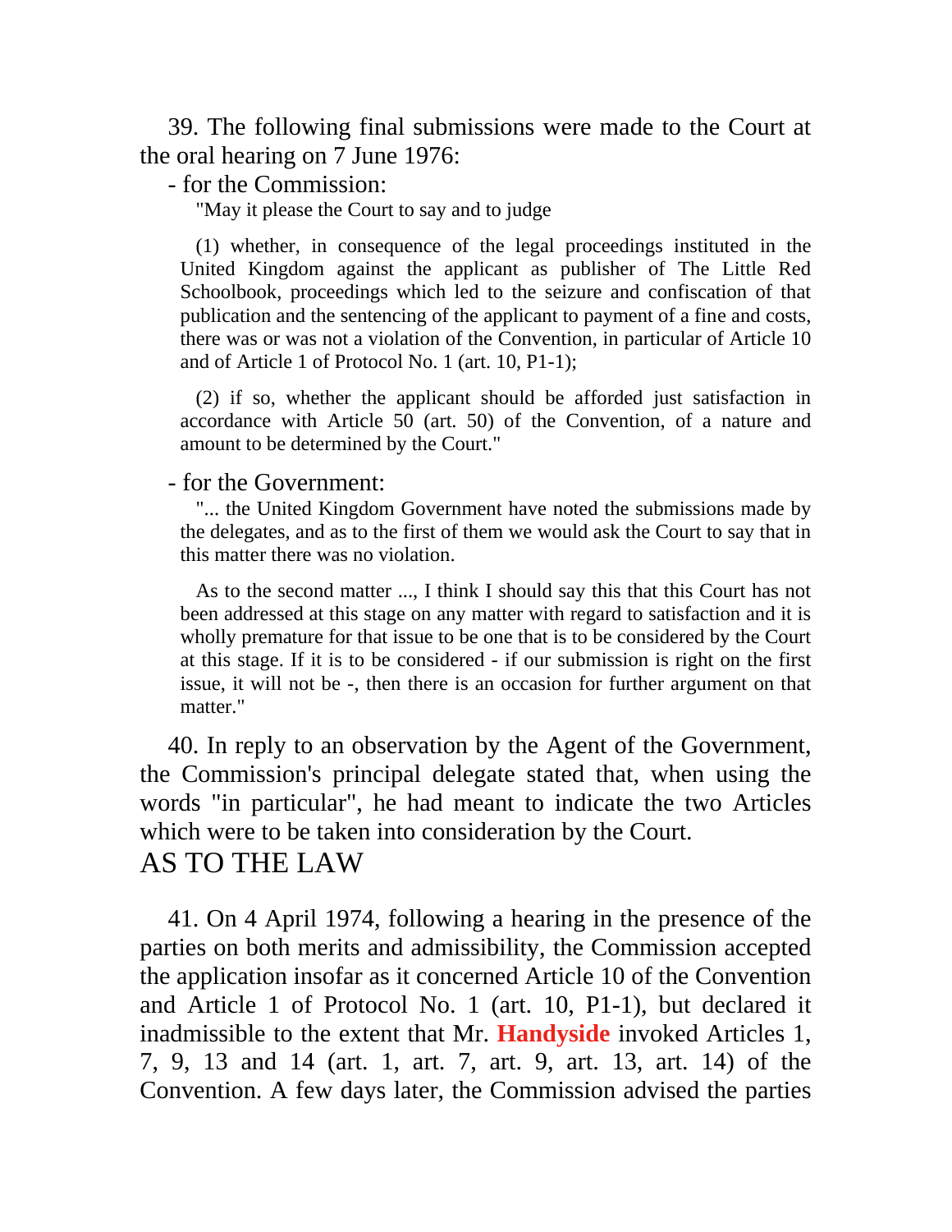39. The following final submissions were made to the Court at the oral hearing on 7 June 1976:

- for the Commission:

> "May it please the Court to say and to judge
>
> (1) whether, in consequence of the legal proceedings instituted in the United Kingdom against the applicant as publisher of The Little Red Schoolbook, proceedings which led to the seizure and confiscation of that publication and the sentencing of the applicant to payment of a fine and costs, there was or was not a violation of the Convention, in particular of Article 10 and of Article 1 of Protocol No. 1 (art. 10, P1-1);
>
> (2) if so, whether the applicant should be afforded just satisfaction in accordance with Article 50 (art. 50) of the Convention, of a nature and amount to be determined by the Court."

- for the Government:

> "... the United Kingdom Government have noted the submissions made by the delegates, and as to the first of them we would ask the Court to say that in this matter there was no violation.
>
> As to the second matter ..., I think I should say this that this Court has not been addressed at this stage on any matter with regard to satisfaction and it is wholly premature for that issue to be one that is to be considered by the Court at this stage. If it is to be considered - if our submission is right on the first issue, it will not be -, then there is an occasion for further argument on that matter."

40. In reply to an observation by the Agent of the Government, the Commission's principal delegate stated that, when using the words "in particular", he had meant to indicate the two Articles which were to be taken into consideration by the Court.

## AS TO THE LAW

41. On 4 April 1974, following a hearing in the presence of the parties on both merits and admissibility, the Commission accepted the application insofar as it concerned Article 10 of the Convention and Article 1 of Protocol No. 1 (art. 10, P1-1), but declared it inadmissible to the extent that Mr. **Handyside** invoked Articles 1, 7, 9, 13 and 14 (art. 1, art. 7, art. 9, art. 13, art. 14) of the Convention. A few days later, the Commission advised the parties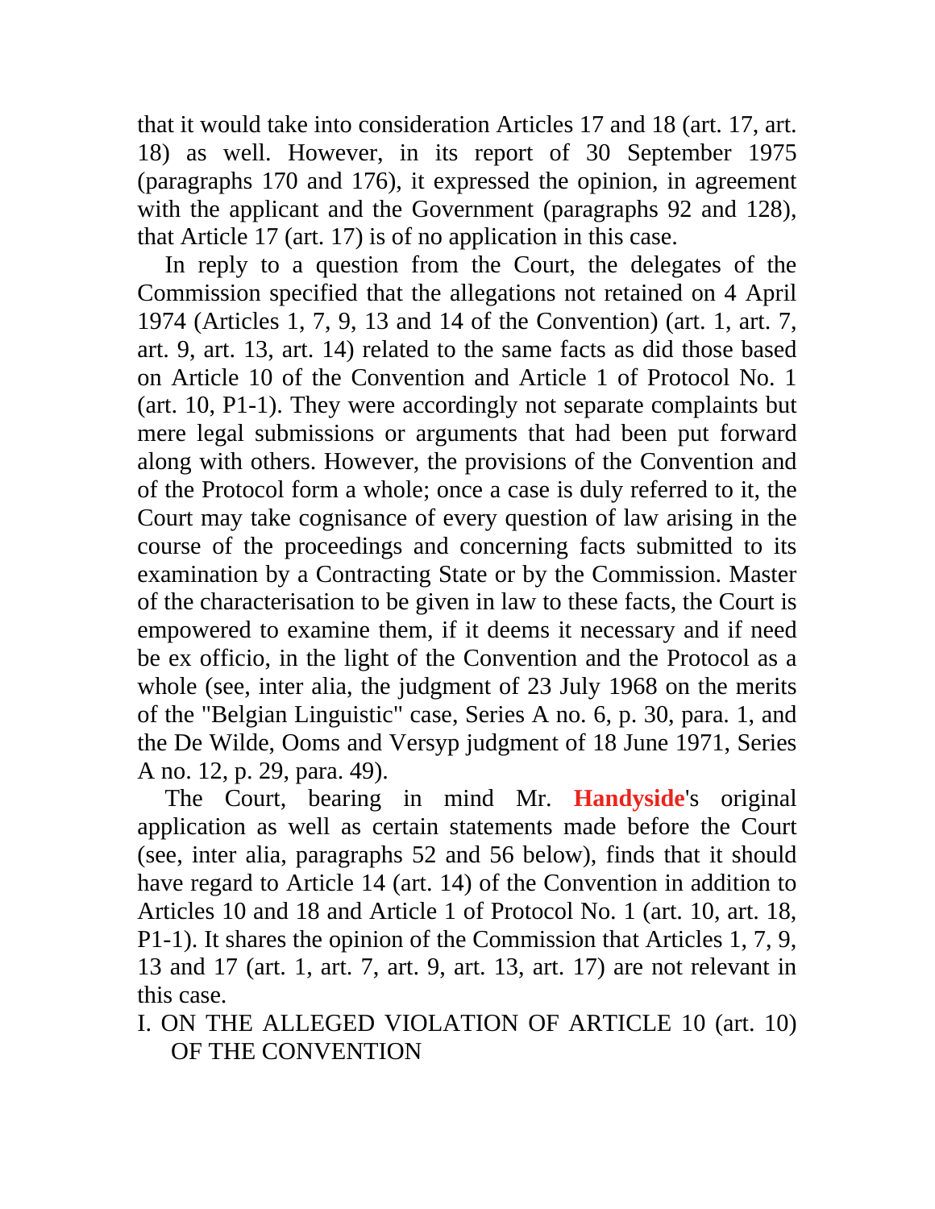that it would take into consideration Articles 17 and 18 (art. 17, art. 18) as well. However, in its report of 30 September 1975 (paragraphs 170 and 176), it expressed the opinion, in agreement with the applicant and the Government (paragraphs 92 and 128), that Article 17 (art. 17) is of no application in this case.

In reply to a question from the Court, the delegates of the Commission specified that the allegations not retained on 4 April 1974 (Articles 1, 7, 9, 13 and 14 of the Convention) (art. 1, art. 7, art. 9, art. 13, art. 14) related to the same facts as did those based on Article 10 of the Convention and Article 1 of Protocol No. 1 (art. 10, P1-1). They were accordingly not separate complaints but mere legal submissions or arguments that had been put forward along with others. However, the provisions of the Convention and of the Protocol form a whole; once a case is duly referred to it, the Court may take cognisance of every question of law arising in the course of the proceedings and concerning facts submitted to its examination by a Contracting State or by the Commission. Master of the characterisation to be given in law to these facts, the Court is empowered to examine them, if it deems it necessary and if need be ex officio, in the light of the Convention and the Protocol as a whole (see, inter alia, the judgment of 23 July 1968 on the merits of the "Belgian Linguistic" case, Series A no. 6, p. 30, para. 1, and the De Wilde, Ooms and Versyp judgment of 18 June 1971, Series A no. 12, p. 29, para. 49).

The Court, bearing in mind Mr. **Handyside**'s original application as well as certain statements made before the Court (see, inter alia, paragraphs 52 and 56 below), finds that it should have regard to Article 14 (art. 14) of the Convention in addition to Articles 10 and 18 and Article 1 of Protocol No. 1 (art. 10, art. 18, P1-1). It shares the opinion of the Commission that Articles 1, 7, 9, 13 and 17 (art. 1, art. 7, art. 9, art. 13, art. 17) are not relevant in this case.

## I. ON THE ALLEGED VIOLATION OF ARTICLE 10 (art. 10) OF THE CONVENTION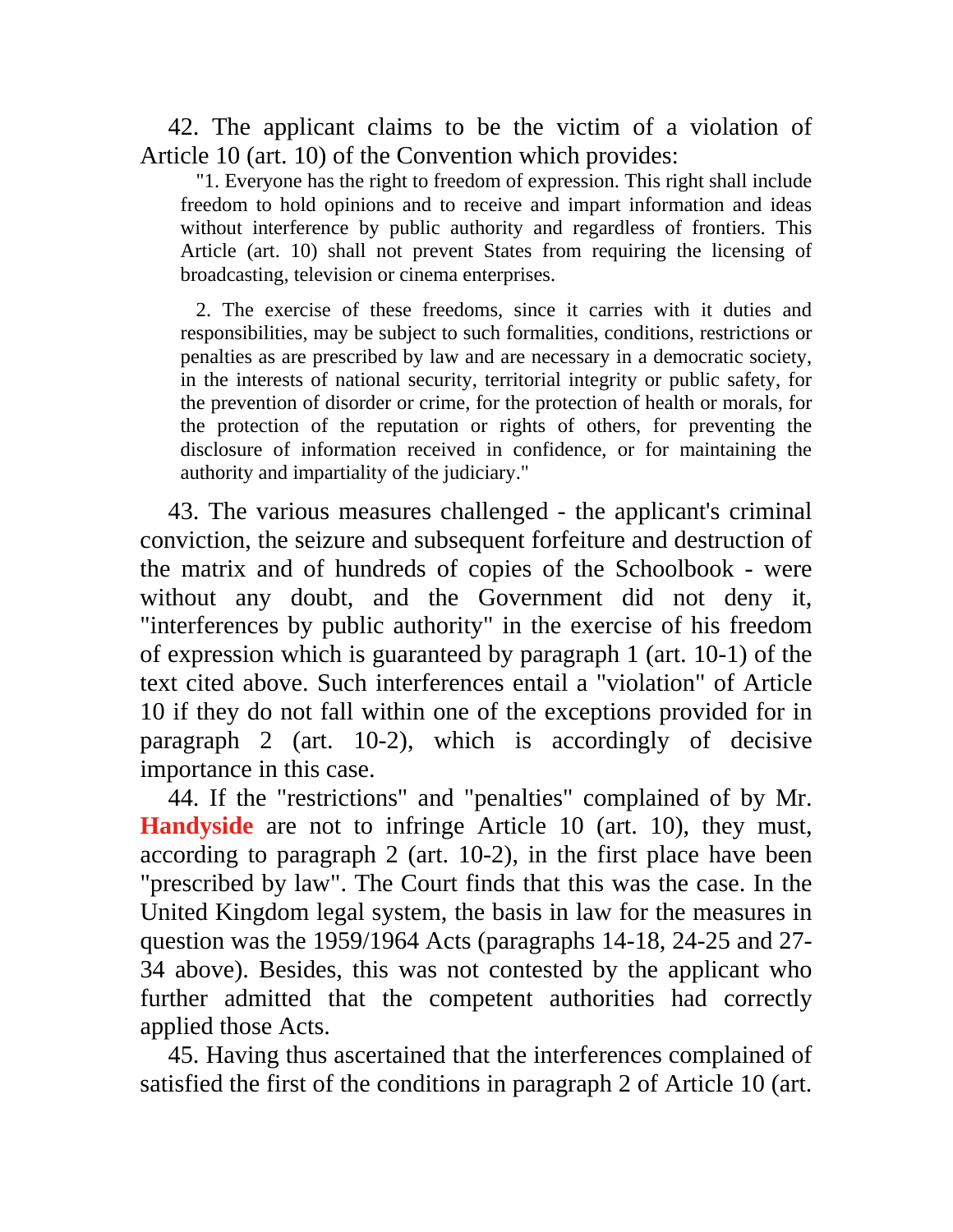42. The applicant claims to be the victim of a violation of Article 10 (art. 10) of the Convention which provides:

> "1. Everyone has the right to freedom of expression. This right shall include freedom to hold opinions and to receive and impart information and ideas without interference by public authority and regardless of frontiers. This Article (art. 10) shall not prevent States from requiring the licensing of broadcasting, television or cinema enterprises.
>
> 2. The exercise of these freedoms, since it carries with it duties and responsibilities, may be subject to such formalities, conditions, restrictions or penalties as are prescribed by law and are necessary in a democratic society, in the interests of national security, territorial integrity or public safety, for the prevention of disorder or crime, for the protection of health or morals, for the protection of the reputation or rights of others, for preventing the disclosure of information received in confidence, or for maintaining the authority and impartiality of the judiciary."

43. The various measures challenged - the applicant's criminal conviction, the seizure and subsequent forfeiture and destruction of the matrix and of hundreds of copies of the Schoolbook - were without any doubt, and the Government did not deny it, "interferences by public authority" in the exercise of his freedom of expression which is guaranteed by paragraph 1 (art. 10-1) of the text cited above. Such interferences entail a "violation" of Article 10 if they do not fall within one of the exceptions provided for in paragraph 2 (art. 10-2), which is accordingly of decisive importance in this case.

44. If the "restrictions" and "penalties" complained of by Mr. **Handyside** are not to infringe Article 10 (art. 10), they must, according to paragraph 2 (art. 10-2), in the first place have been "prescribed by law". The Court finds that this was the case. In the United Kingdom legal system, the basis in law for the measures in question was the 1959/1964 Acts (paragraphs 14-18, 24-25 and 27-34 above). Besides, this was not contested by the applicant who further admitted that the competent authorities had correctly applied those Acts.

45. Having thus ascertained that the interferences complained of satisfied the first of the conditions in paragraph 2 of Article 10 (art.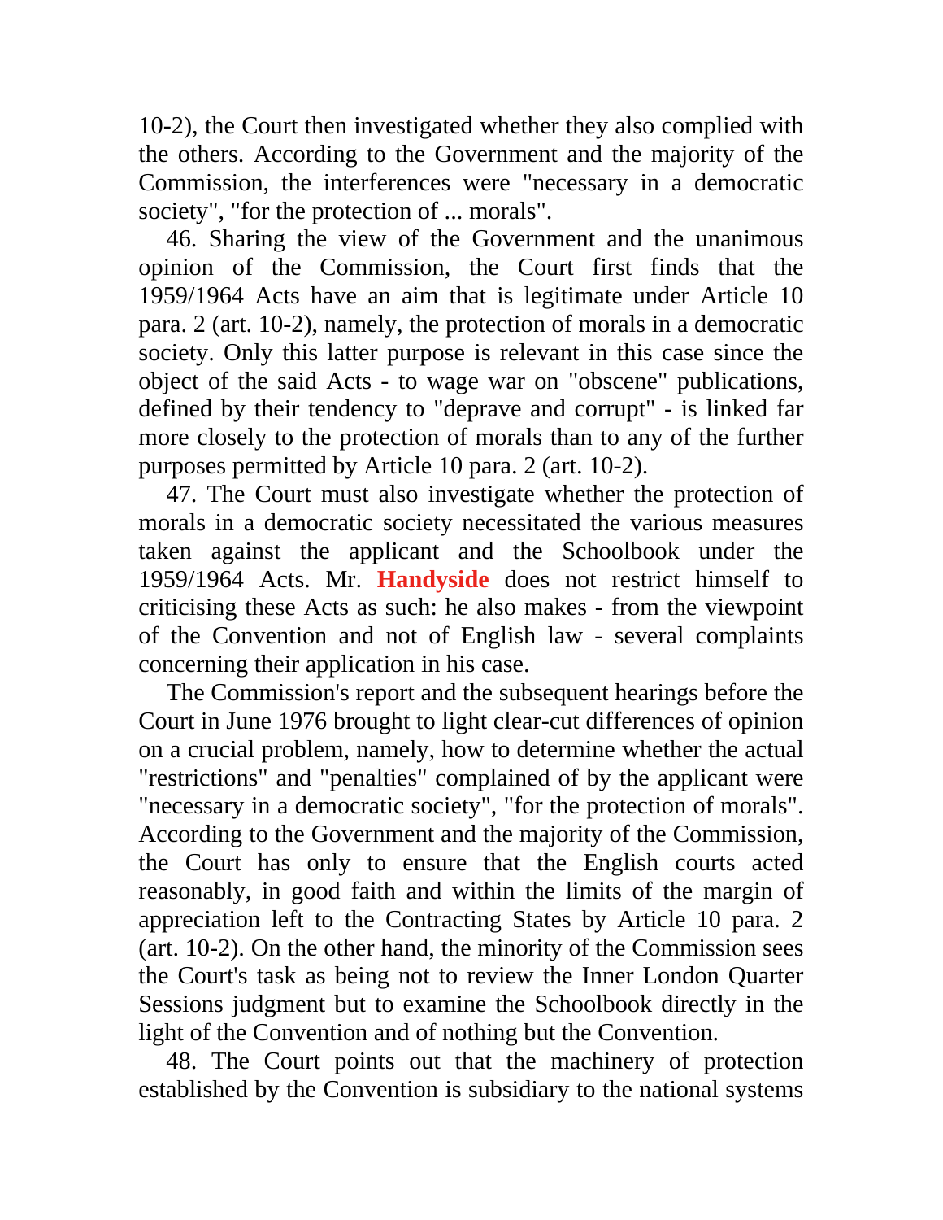10-2), the Court then investigated whether they also complied with the others. According to the Government and the majority of the Commission, the interferences were "necessary in a democratic society", "for the protection of ... morals".

46. Sharing the view of the Government and the unanimous opinion of the Commission, the Court first finds that the 1959/1964 Acts have an aim that is legitimate under Article 10 para. 2 (art. 10-2), namely, the protection of morals in a democratic society. Only this latter purpose is relevant in this case since the object of the said Acts - to wage war on "obscene" publications, defined by their tendency to "deprave and corrupt" - is linked far more closely to the protection of morals than to any of the further purposes permitted by Article 10 para. 2 (art. 10-2).

47. The Court must also investigate whether the protection of morals in a democratic society necessitated the various measures taken against the applicant and the Schoolbook under the 1959/1964 Acts. Mr. **Handyside** does not restrict himself to criticising these Acts as such: he also makes - from the viewpoint of the Convention and not of English law - several complaints concerning their application in his case.

The Commission's report and the subsequent hearings before the Court in June 1976 brought to light clear-cut differences of opinion on a crucial problem, namely, how to determine whether the actual "restrictions" and "penalties" complained of by the applicant were "necessary in a democratic society", "for the protection of morals". According to the Government and the majority of the Commission, the Court has only to ensure that the English courts acted reasonably, in good faith and within the limits of the margin of appreciation left to the Contracting States by Article 10 para. 2 (art. 10-2). On the other hand, the minority of the Commission sees the Court's task as being not to review the Inner London Quarter Sessions judgment but to examine the Schoolbook directly in the light of the Convention and of nothing but the Convention.

48. The Court points out that the machinery of protection established by the Convention is subsidiary to the national systems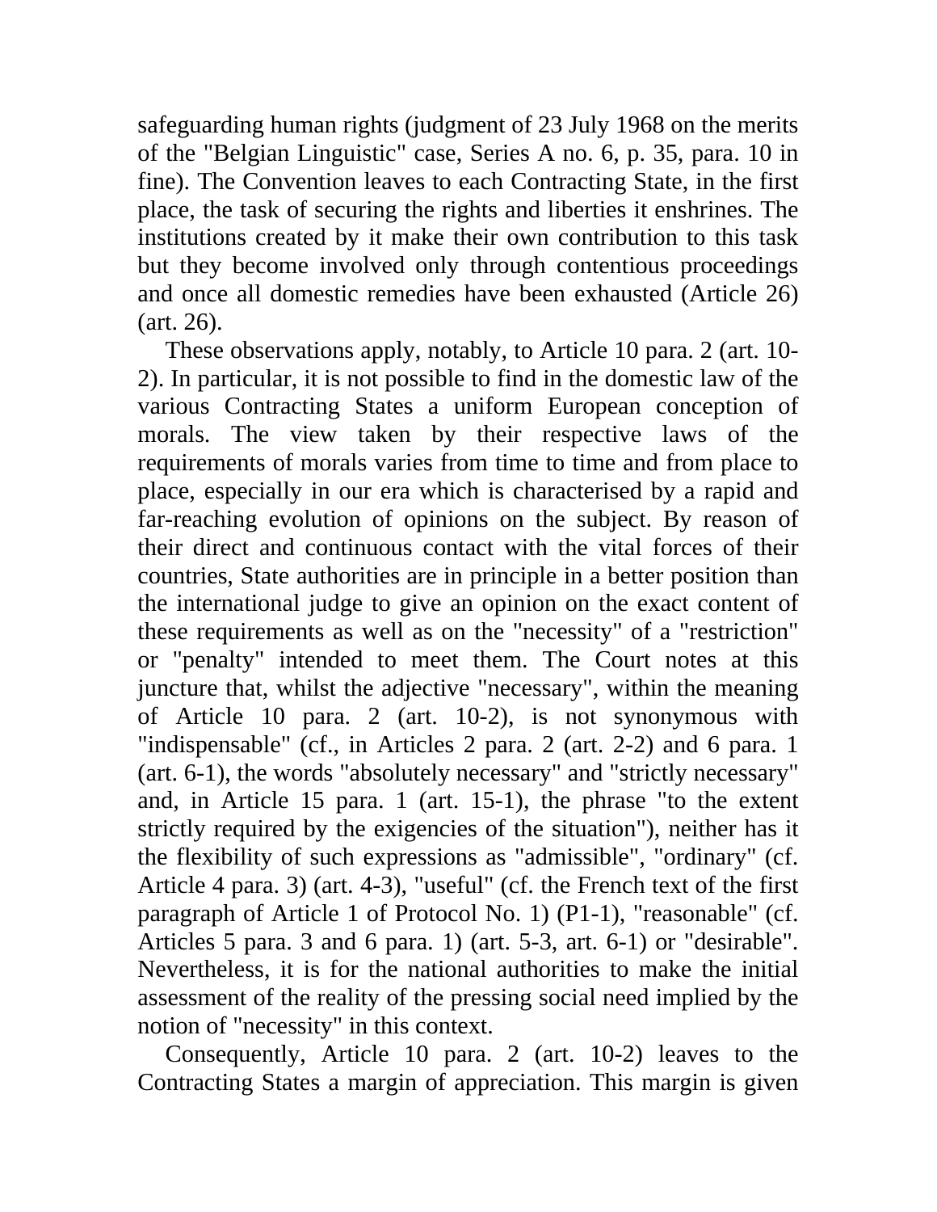safeguarding human rights (judgment of 23 July 1968 on the merits of the "Belgian Linguistic" case, Series A no. 6, p. 35, para. 10 in fine). The Convention leaves to each Contracting State, in the first place, the task of securing the rights and liberties it enshrines. The institutions created by it make their own contribution to this task but they become involved only through contentious proceedings and once all domestic remedies have been exhausted (Article 26) (art. 26).

These observations apply, notably, to Article 10 para. 2 (art. 10-2). In particular, it is not possible to find in the domestic law of the various Contracting States a uniform European conception of morals. The view taken by their respective laws of the requirements of morals varies from time to time and from place to place, especially in our era which is characterised by a rapid and far-reaching evolution of opinions on the subject. By reason of their direct and continuous contact with the vital forces of their countries, State authorities are in principle in a better position than the international judge to give an opinion on the exact content of these requirements as well as on the "necessity" of a "restriction" or "penalty" intended to meet them. The Court notes at this juncture that, whilst the adjective "necessary", within the meaning of Article 10 para. 2 (art. 10-2), is not synonymous with "indispensable" (cf., in Articles 2 para. 2 (art. 2-2) and 6 para. 1 (art. 6-1), the words "absolutely necessary" and "strictly necessary" and, in Article 15 para. 1 (art. 15-1), the phrase "to the extent strictly required by the exigencies of the situation"), neither has it the flexibility of such expressions as "admissible", "ordinary" (cf. Article 4 para. 3) (art. 4-3), "useful" (cf. the French text of the first paragraph of Article 1 of Protocol No. 1) (P1-1), "reasonable" (cf. Articles 5 para. 3 and 6 para. 1) (art. 5-3, art. 6-1) or "desirable". Nevertheless, it is for the national authorities to make the initial assessment of the reality of the pressing social need implied by the notion of "necessity" in this context.

Consequently, Article 10 para. 2 (art. 10-2) leaves to the Contracting States a margin of appreciation. This margin is given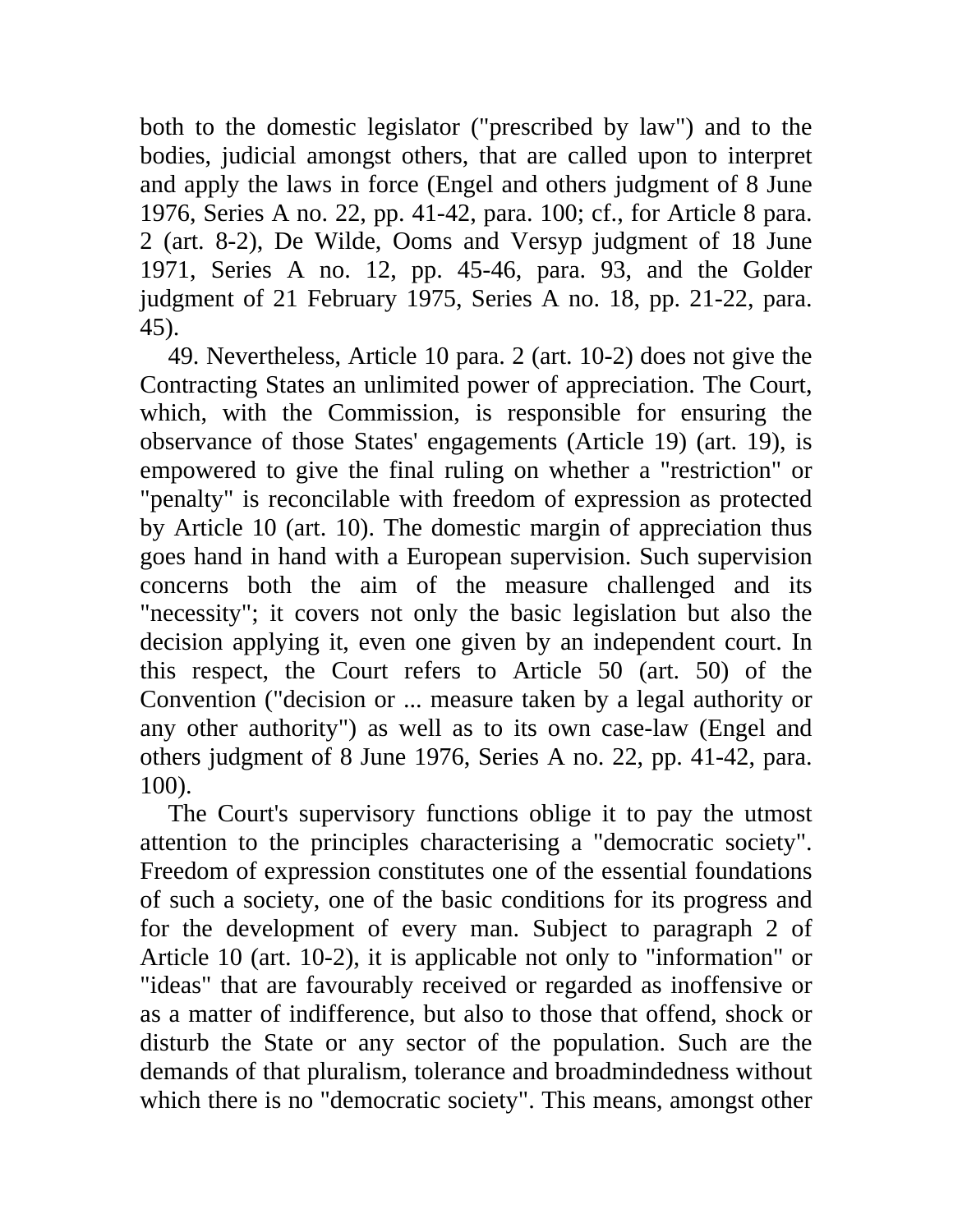both to the domestic legislator ("prescribed by law") and to the bodies, judicial amongst others, that are called upon to interpret and apply the laws in force (Engel and others judgment of 8 June 1976, Series A no. 22, pp. 41-42, para. 100; cf., for Article 8 para. 2 (art. 8-2), De Wilde, Ooms and Versyp judgment of 18 June 1971, Series A no. 12, pp. 45-46, para. 93, and the Golder judgment of 21 February 1975, Series A no. 18, pp. 21-22, para. 45).

49. Nevertheless, Article 10 para. 2 (art. 10-2) does not give the Contracting States an unlimited power of appreciation. The Court, which, with the Commission, is responsible for ensuring the observance of those States' engagements (Article 19) (art. 19), is empowered to give the final ruling on whether a "restriction" or "penalty" is reconcilable with freedom of expression as protected by Article 10 (art. 10). The domestic margin of appreciation thus goes hand in hand with a European supervision. Such supervision concerns both the aim of the measure challenged and its "necessity"; it covers not only the basic legislation but also the decision applying it, even one given by an independent court. In this respect, the Court refers to Article 50 (art. 50) of the Convention ("decision or ... measure taken by a legal authority or any other authority") as well as to its own case-law (Engel and others judgment of 8 June 1976, Series A no. 22, pp. 41-42, para. 100).

The Court's supervisory functions oblige it to pay the utmost attention to the principles characterising a "democratic society". Freedom of expression constitutes one of the essential foundations of such a society, one of the basic conditions for its progress and for the development of every man. Subject to paragraph 2 of Article 10 (art. 10-2), it is applicable not only to "information" or "ideas" that are favourably received or regarded as inoffensive or as a matter of indifference, but also to those that offend, shock or disturb the State or any sector of the population. Such are the demands of that pluralism, tolerance and broadmindedness without which there is no "democratic society". This means, amongst other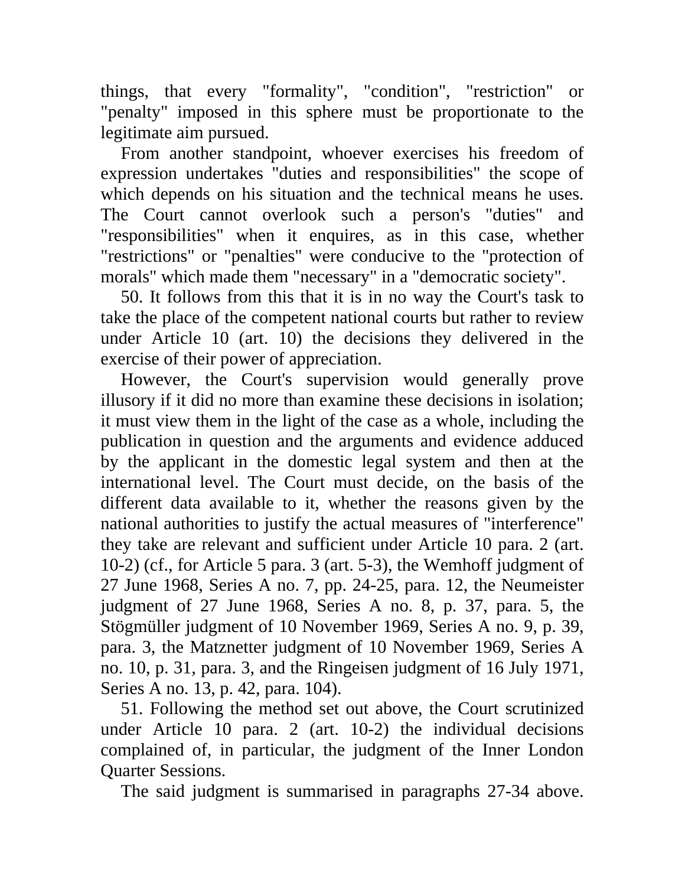things, that every "formality", "condition", "restriction" or "penalty" imposed in this sphere must be proportionate to the legitimate aim pursued.

From another standpoint, whoever exercises his freedom of expression undertakes "duties and responsibilities" the scope of which depends on his situation and the technical means he uses. The Court cannot overlook such a person's "duties" and "responsibilities" when it enquires, as in this case, whether "restrictions" or "penalties" were conducive to the "protection of morals" which made them "necessary" in a "democratic society".

50. It follows from this that it is in no way the Court's task to take the place of the competent national courts but rather to review under Article 10 (art. 10) the decisions they delivered in the exercise of their power of appreciation.

However, the Court's supervision would generally prove illusory if it did no more than examine these decisions in isolation; it must view them in the light of the case as a whole, including the publication in question and the arguments and evidence adduced by the applicant in the domestic legal system and then at the international level. The Court must decide, on the basis of the different data available to it, whether the reasons given by the national authorities to justify the actual measures of "interference" they take are relevant and sufficient under Article 10 para. 2 (art. 10-2) (cf., for Article 5 para. 3 (art. 5-3), the Wemhoff judgment of 27 June 1968, Series A no. 7, pp. 24-25, para. 12, the Neumeister judgment of 27 June 1968, Series A no. 8, p. 37, para. 5, the Stögmüller judgment of 10 November 1969, Series A no. 9, p. 39, para. 3, the Matznetter judgment of 10 November 1969, Series A no. 10, p. 31, para. 3, and the Ringeisen judgment of 16 July 1971, Series A no. 13, p. 42, para. 104).

51. Following the method set out above, the Court scrutinized under Article 10 para. 2 (art. 10-2) the individual decisions complained of, in particular, the judgment of the Inner London Quarter Sessions.

The said judgment is summarised in paragraphs 27-34 above.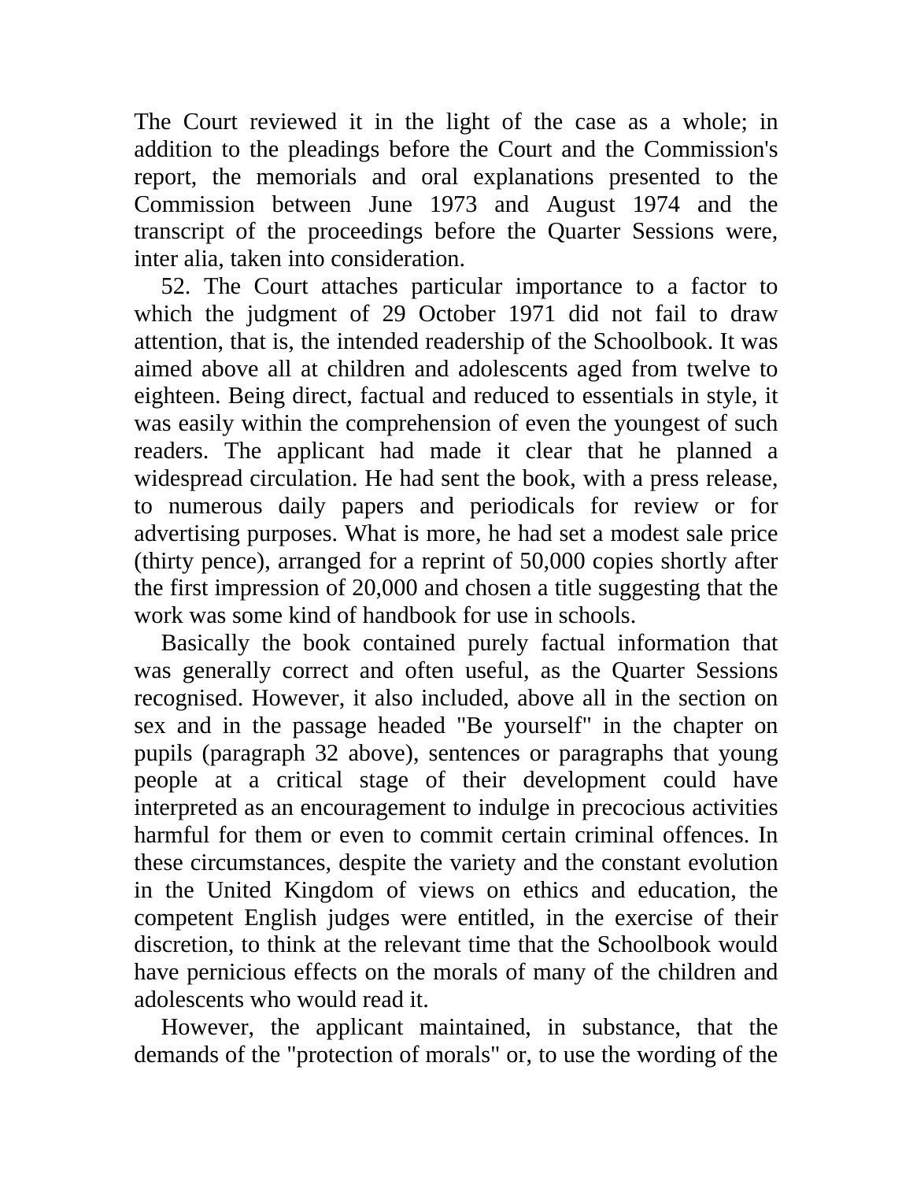The Court reviewed it in the light of the case as a whole; in addition to the pleadings before the Court and the Commission's report, the memorials and oral explanations presented to the Commission between June 1973 and August 1974 and the transcript of the proceedings before the Quarter Sessions were, inter alia, taken into consideration.

52. The Court attaches particular importance to a factor to which the judgment of 29 October 1971 did not fail to draw attention, that is, the intended readership of the Schoolbook. It was aimed above all at children and adolescents aged from twelve to eighteen. Being direct, factual and reduced to essentials in style, it was easily within the comprehension of even the youngest of such readers. The applicant had made it clear that he planned a widespread circulation. He had sent the book, with a press release, to numerous daily papers and periodicals for review or for advertising purposes. What is more, he had set a modest sale price (thirty pence), arranged for a reprint of 50,000 copies shortly after the first impression of 20,000 and chosen a title suggesting that the work was some kind of handbook for use in schools.

Basically the book contained purely factual information that was generally correct and often useful, as the Quarter Sessions recognised. However, it also included, above all in the section on sex and in the passage headed "Be yourself" in the chapter on pupils (paragraph 32 above), sentences or paragraphs that young people at a critical stage of their development could have interpreted as an encouragement to indulge in precocious activities harmful for them or even to commit certain criminal offences. In these circumstances, despite the variety and the constant evolution in the United Kingdom of views on ethics and education, the competent English judges were entitled, in the exercise of their discretion, to think at the relevant time that the Schoolbook would have pernicious effects on the morals of many of the children and adolescents who would read it.

However, the applicant maintained, in substance, that the demands of the "protection of morals" or, to use the wording of the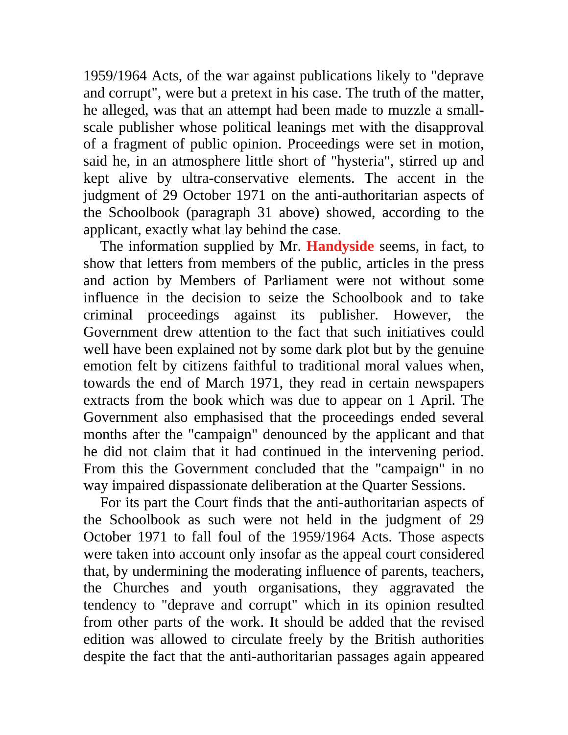1959/1964 Acts, of the war against publications likely to "deprave and corrupt", were but a pretext in his case. The truth of the matter, he alleged, was that an attempt had been made to muzzle a small-scale publisher whose political leanings met with the disapproval of a fragment of public opinion. Proceedings were set in motion, said he, in an atmosphere little short of "hysteria", stirred up and kept alive by ultra-conservative elements. The accent in the judgment of 29 October 1971 on the anti-authoritarian aspects of the Schoolbook (paragraph 31 above) showed, according to the applicant, exactly what lay behind the case.

The information supplied by Mr. **Handyside** seems, in fact, to show that letters from members of the public, articles in the press and action by Members of Parliament were not without some influence in the decision to seize the Schoolbook and to take criminal proceedings against its publisher. However, the Government drew attention to the fact that such initiatives could well have been explained not by some dark plot but by the genuine emotion felt by citizens faithful to traditional moral values when, towards the end of March 1971, they read in certain newspapers extracts from the book which was due to appear on 1 April. The Government also emphasised that the proceedings ended several months after the "campaign" denounced by the applicant and that he did not claim that it had continued in the intervening period. From this the Government concluded that the "campaign" in no way impaired dispassionate deliberation at the Quarter Sessions.

For its part the Court finds that the anti-authoritarian aspects of the Schoolbook as such were not held in the judgment of 29 October 1971 to fall foul of the 1959/1964 Acts. Those aspects were taken into account only insofar as the appeal court considered that, by undermining the moderating influence of parents, teachers, the Churches and youth organisations, they aggravated the tendency to "deprave and corrupt" which in its opinion resulted from other parts of the work. It should be added that the revised edition was allowed to circulate freely by the British authorities despite the fact that the anti-authoritarian passages again appeared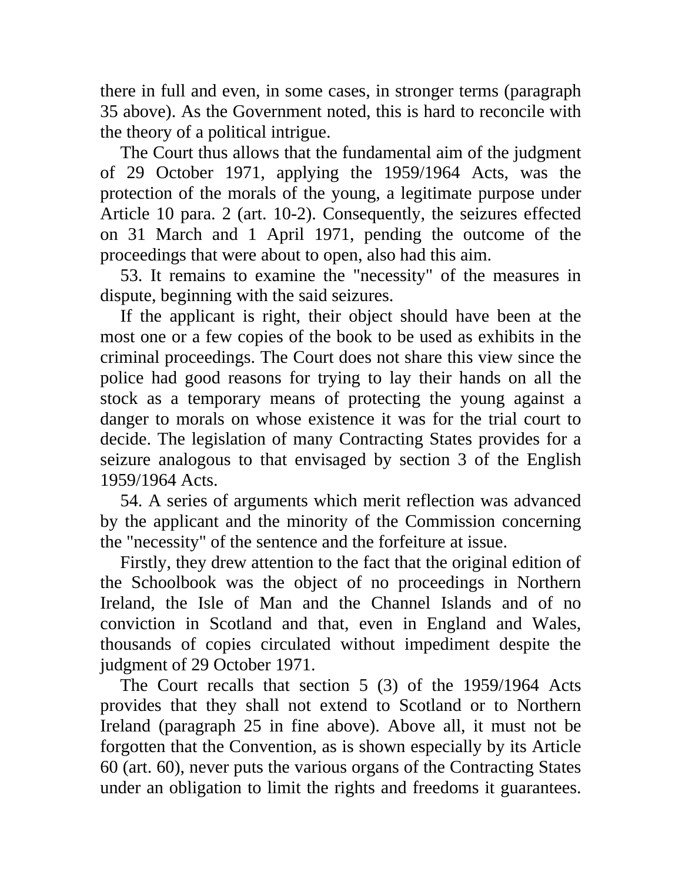there in full and even, in some cases, in stronger terms (paragraph 35 above). As the Government noted, this is hard to reconcile with the theory of a political intrigue.

The Court thus allows that the fundamental aim of the judgment of 29 October 1971, applying the 1959/1964 Acts, was the protection of the morals of the young, a legitimate purpose under Article 10 para. 2 (art. 10-2). Consequently, the seizures effected on 31 March and 1 April 1971, pending the outcome of the proceedings that were about to open, also had this aim.

53. It remains to examine the "necessity" of the measures in dispute, beginning with the said seizures.

If the applicant is right, their object should have been at the most one or a few copies of the book to be used as exhibits in the criminal proceedings. The Court does not share this view since the police had good reasons for trying to lay their hands on all the stock as a temporary means of protecting the young against a danger to morals on whose existence it was for the trial court to decide. The legislation of many Contracting States provides for a seizure analogous to that envisaged by section 3 of the English 1959/1964 Acts.

54. A series of arguments which merit reflection was advanced by the applicant and the minority of the Commission concerning the "necessity" of the sentence and the forfeiture at issue.

Firstly, they drew attention to the fact that the original edition of the Schoolbook was the object of no proceedings in Northern Ireland, the Isle of Man and the Channel Islands and of no conviction in Scotland and that, even in England and Wales, thousands of copies circulated without impediment despite the judgment of 29 October 1971.

The Court recalls that section 5 (3) of the 1959/1964 Acts provides that they shall not extend to Scotland or to Northern Ireland (paragraph 25 in fine above). Above all, it must not be forgotten that the Convention, as is shown especially by its Article 60 (art. 60), never puts the various organs of the Contracting States under an obligation to limit the rights and freedoms it guarantees.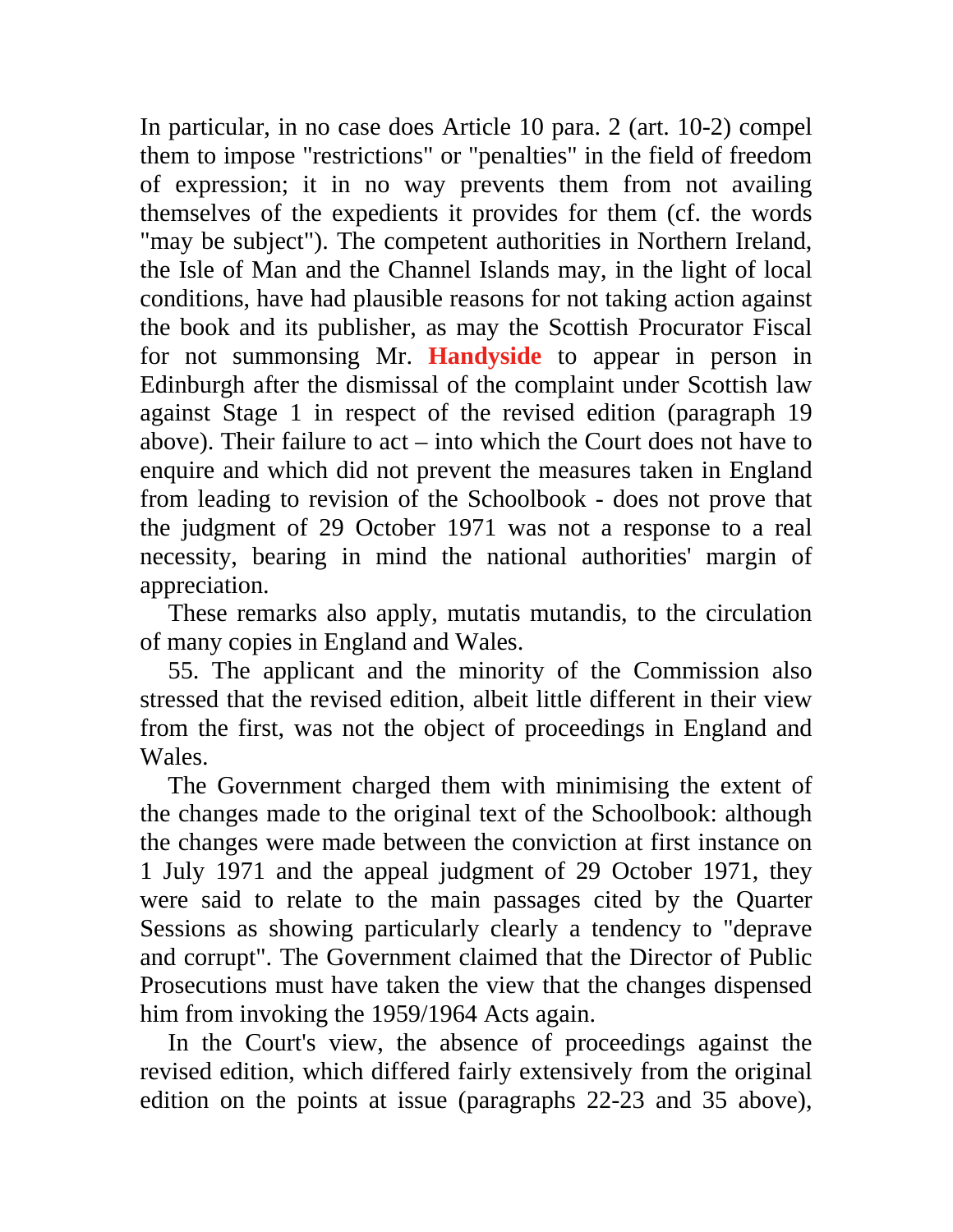In particular, in no case does Article 10 para. 2 (art. 10-2) compel them to impose "restrictions" or "penalties" in the field of freedom of expression; it in no way prevents them from not availing themselves of the expedients it provides for them (cf. the words "may be subject"). The competent authorities in Northern Ireland, the Isle of Man and the Channel Islands may, in the light of local conditions, have had plausible reasons for not taking action against the book and its publisher, as may the Scottish Procurator Fiscal for not summonsing Mr. **Handyside** to appear in person in Edinburgh after the dismissal of the complaint under Scottish law against Stage 1 in respect of the revised edition (paragraph 19 above). Their failure to act – into which the Court does not have to enquire and which did not prevent the measures taken in England from leading to revision of the Schoolbook - does not prove that the judgment of 29 October 1971 was not a response to a real necessity, bearing in mind the national authorities' margin of appreciation.

These remarks also apply, mutatis mutandis, to the circulation of many copies in England and Wales.

55. The applicant and the minority of the Commission also stressed that the revised edition, albeit little different in their view from the first, was not the object of proceedings in England and Wales.

The Government charged them with minimising the extent of the changes made to the original text of the Schoolbook: although the changes were made between the conviction at first instance on 1 July 1971 and the appeal judgment of 29 October 1971, they were said to relate to the main passages cited by the Quarter Sessions as showing particularly clearly a tendency to "deprave and corrupt". The Government claimed that the Director of Public Prosecutions must have taken the view that the changes dispensed him from invoking the 1959/1964 Acts again.

In the Court's view, the absence of proceedings against the revised edition, which differed fairly extensively from the original edition on the points at issue (paragraphs 22-23 and 35 above),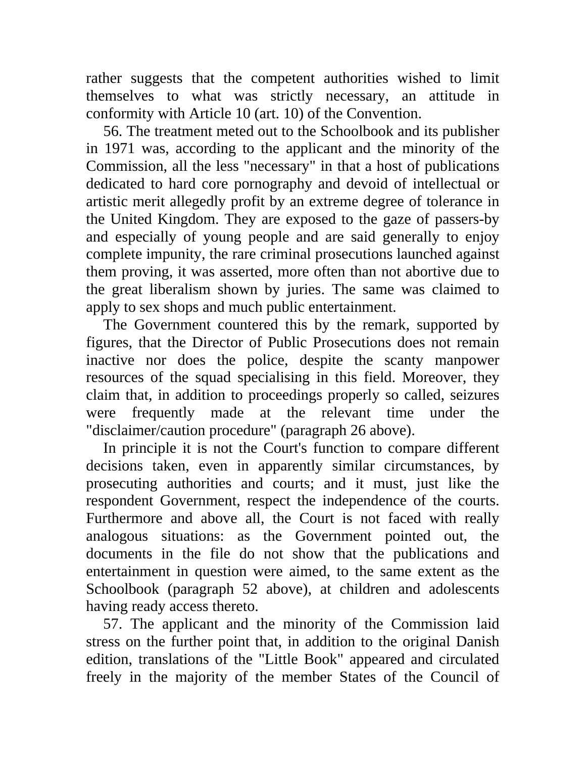rather suggests that the competent authorities wished to limit themselves to what was strictly necessary, an attitude in conformity with Article 10 (art. 10) of the Convention.

56. The treatment meted out to the Schoolbook and its publisher in 1971 was, according to the applicant and the minority of the Commission, all the less "necessary" in that a host of publications dedicated to hard core pornography and devoid of intellectual or artistic merit allegedly profit by an extreme degree of tolerance in the United Kingdom. They are exposed to the gaze of passers-by and especially of young people and are said generally to enjoy complete impunity, the rare criminal prosecutions launched against them proving, it was asserted, more often than not abortive due to the great liberalism shown by juries. The same was claimed to apply to sex shops and much public entertainment.

The Government countered this by the remark, supported by figures, that the Director of Public Prosecutions does not remain inactive nor does the police, despite the scanty manpower resources of the squad specialising in this field. Moreover, they claim that, in addition to proceedings properly so called, seizures were frequently made at the relevant time under the "disclaimer/caution procedure" (paragraph 26 above).

In principle it is not the Court's function to compare different decisions taken, even in apparently similar circumstances, by prosecuting authorities and courts; and it must, just like the respondent Government, respect the independence of the courts. Furthermore and above all, the Court is not faced with really analogous situations: as the Government pointed out, the documents in the file do not show that the publications and entertainment in question were aimed, to the same extent as the Schoolbook (paragraph 52 above), at children and adolescents having ready access thereto.

57. The applicant and the minority of the Commission laid stress on the further point that, in addition to the original Danish edition, translations of the "Little Book" appeared and circulated freely in the majority of the member States of the Council of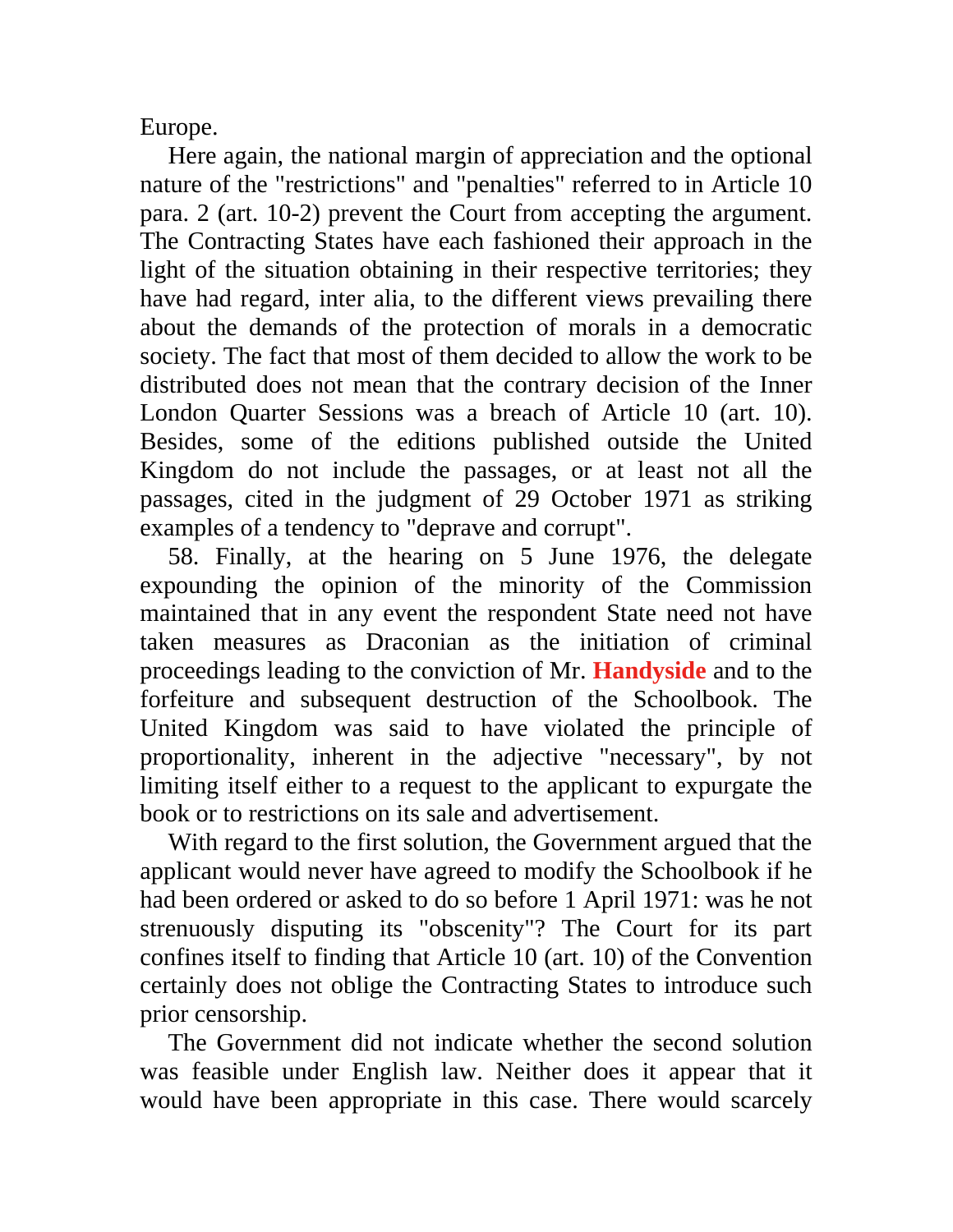Europe.

Here again, the national margin of appreciation and the optional nature of the "restrictions" and "penalties" referred to in Article 10 para. 2 (art. 10-2) prevent the Court from accepting the argument. The Contracting States have each fashioned their approach in the light of the situation obtaining in their respective territories; they have had regard, inter alia, to the different views prevailing there about the demands of the protection of morals in a democratic society. The fact that most of them decided to allow the work to be distributed does not mean that the contrary decision of the Inner London Quarter Sessions was a breach of Article 10 (art. 10). Besides, some of the editions published outside the United Kingdom do not include the passages, or at least not all the passages, cited in the judgment of 29 October 1971 as striking examples of a tendency to "deprave and corrupt".

58. Finally, at the hearing on 5 June 1976, the delegate expounding the opinion of the minority of the Commission maintained that in any event the respondent State need not have taken measures as Draconian as the initiation of criminal proceedings leading to the conviction of Mr. **Handyside** and to the forfeiture and subsequent destruction of the Schoolbook. The United Kingdom was said to have violated the principle of proportionality, inherent in the adjective "necessary", by not limiting itself either to a request to the applicant to expurgate the book or to restrictions on its sale and advertisement.

With regard to the first solution, the Government argued that the applicant would never have agreed to modify the Schoolbook if he had been ordered or asked to do so before 1 April 1971: was he not strenuously disputing its "obscenity"? The Court for its part confines itself to finding that Article 10 (art. 10) of the Convention certainly does not oblige the Contracting States to introduce such prior censorship.

The Government did not indicate whether the second solution was feasible under English law. Neither does it appear that it would have been appropriate in this case. There would scarcely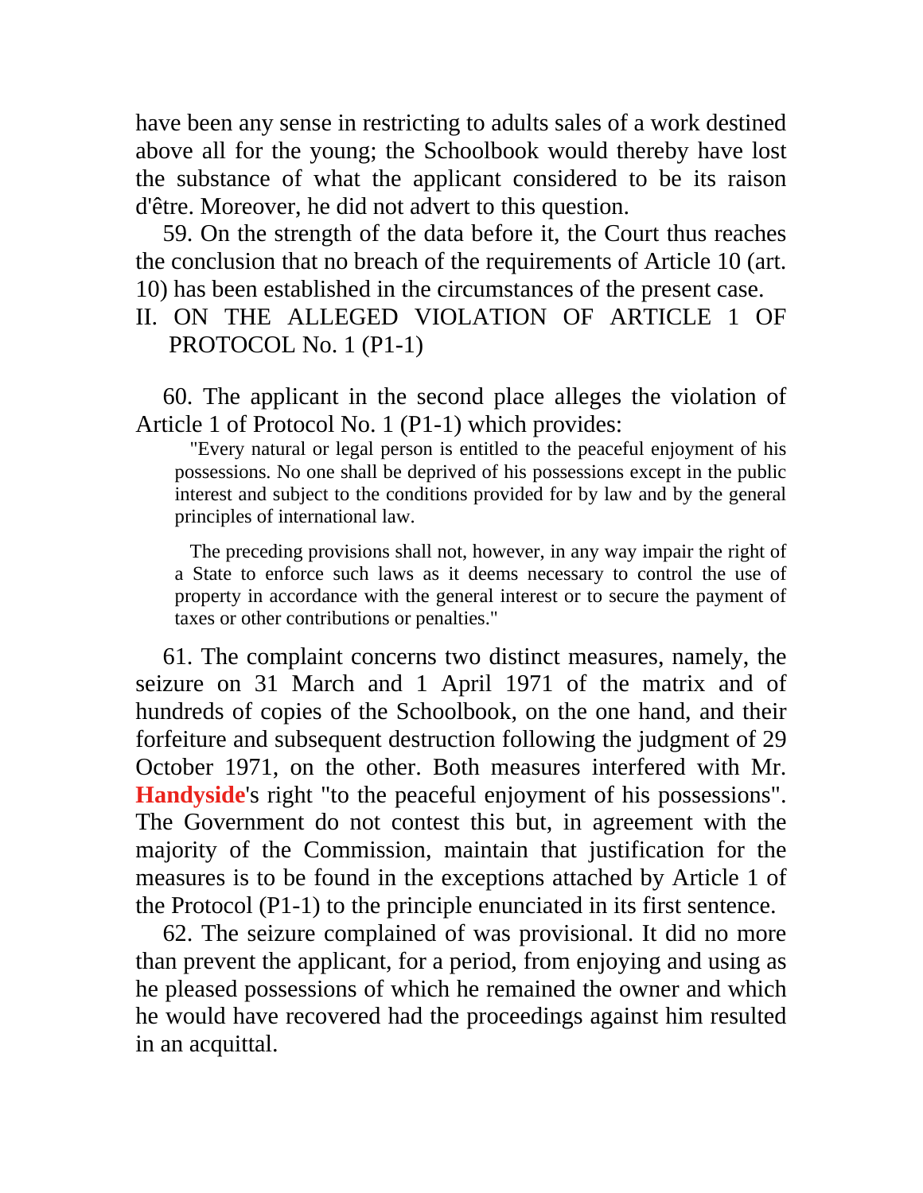have been any sense in restricting to adults sales of a work destined above all for the young; the Schoolbook would thereby have lost the substance of what the applicant considered to be its raison d'être. Moreover, he did not advert to this question.

59. On the strength of the data before it, the Court thus reaches the conclusion that no breach of the requirements of Article 10 (art. 10) has been established in the circumstances of the present case.

## II. ON THE ALLEGED VIOLATION OF ARTICLE 1 OF PROTOCOL No. 1 (P1-1)

60. The applicant in the second place alleges the violation of Article 1 of Protocol No. 1 (P1-1) which provides:

> "Every natural or legal person is entitled to the peaceful enjoyment of his possessions. No one shall be deprived of his possessions except in the public interest and subject to the conditions provided for by law and by the general principles of international law.
>
> The preceding provisions shall not, however, in any way impair the right of a State to enforce such laws as it deems necessary to control the use of property in accordance with the general interest or to secure the payment of taxes or other contributions or penalties."

61. The complaint concerns two distinct measures, namely, the seizure on 31 March and 1 April 1971 of the matrix and of hundreds of copies of the Schoolbook, on the one hand, and their forfeiture and subsequent destruction following the judgment of 29 October 1971, on the other. Both measures interfered with Mr. **Handyside**'s right "to the peaceful enjoyment of his possessions". The Government do not contest this but, in agreement with the majority of the Commission, maintain that justification for the measures is to be found in the exceptions attached by Article 1 of the Protocol (P1-1) to the principle enunciated in its first sentence.

62. The seizure complained of was provisional. It did no more than prevent the applicant, for a period, from enjoying and using as he pleased possessions of which he remained the owner and which he would have recovered had the proceedings against him resulted in an acquittal.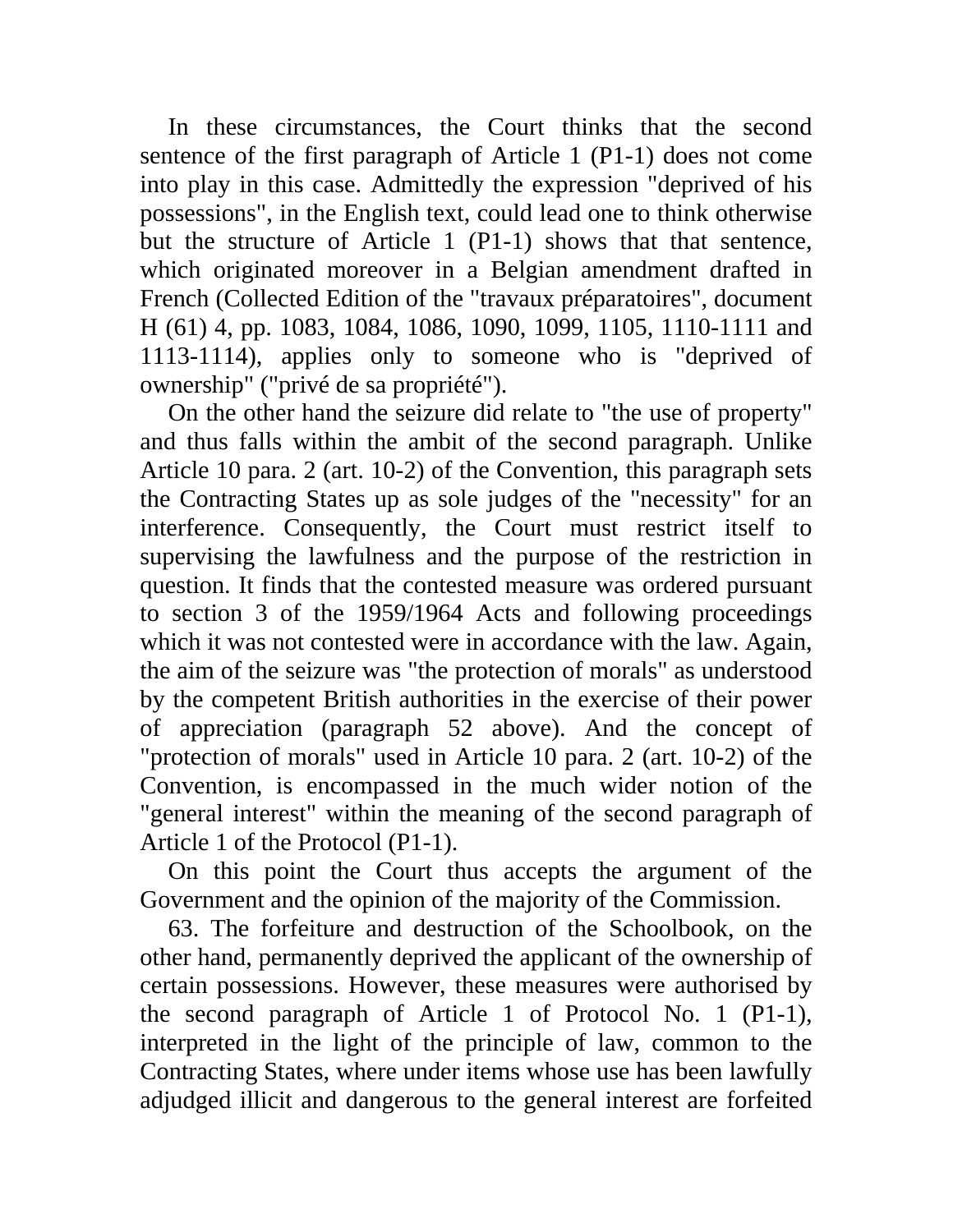In these circumstances, the Court thinks that the second sentence of the first paragraph of Article 1 (P1-1) does not come into play in this case. Admittedly the expression "deprived of his possessions", in the English text, could lead one to think otherwise but the structure of Article 1 (P1-1) shows that that sentence, which originated moreover in a Belgian amendment drafted in French (Collected Edition of the "travaux préparatoires", document H (61) 4, pp. 1083, 1084, 1086, 1090, 1099, 1105, 1110-1111 and 1113-1114), applies only to someone who is "deprived of ownership" ("privé de sa propriété").

On the other hand the seizure did relate to "the use of property" and thus falls within the ambit of the second paragraph. Unlike Article 10 para. 2 (art. 10-2) of the Convention, this paragraph sets the Contracting States up as sole judges of the "necessity" for an interference. Consequently, the Court must restrict itself to supervising the lawfulness and the purpose of the restriction in question. It finds that the contested measure was ordered pursuant to section 3 of the 1959/1964 Acts and following proceedings which it was not contested were in accordance with the law. Again, the aim of the seizure was "the protection of morals" as understood by the competent British authorities in the exercise of their power of appreciation (paragraph 52 above). And the concept of "protection of morals" used in Article 10 para. 2 (art. 10-2) of the Convention, is encompassed in the much wider notion of the "general interest" within the meaning of the second paragraph of Article 1 of the Protocol (P1-1).

On this point the Court thus accepts the argument of the Government and the opinion of the majority of the Commission.

63. The forfeiture and destruction of the Schoolbook, on the other hand, permanently deprived the applicant of the ownership of certain possessions. However, these measures were authorised by the second paragraph of Article 1 of Protocol No. 1 (P1-1), interpreted in the light of the principle of law, common to the Contracting States, where under items whose use has been lawfully adjudged illicit and dangerous to the general interest are forfeited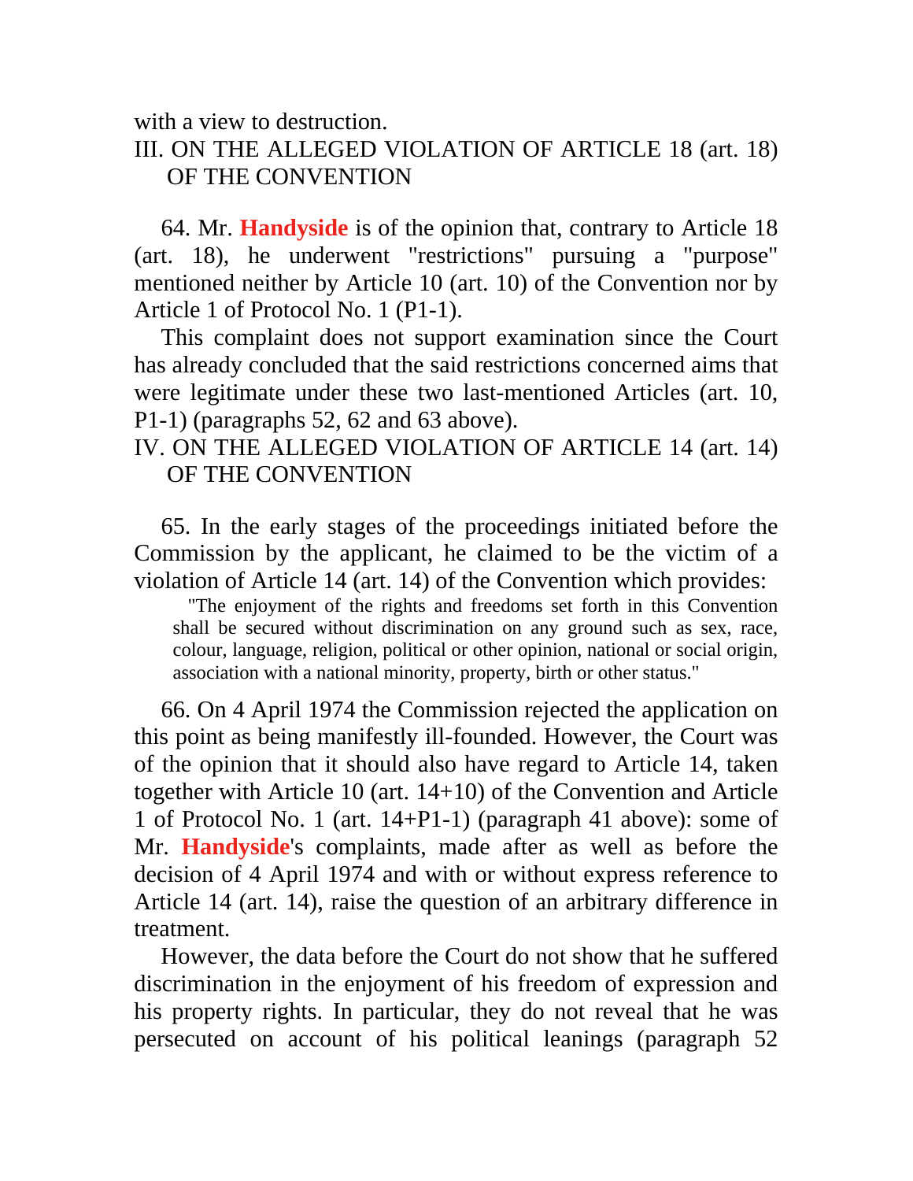with a view to destruction.

## III. ON THE ALLEGED VIOLATION OF ARTICLE 18 (art. 18) OF THE CONVENTION

64. Mr. Handyside is of the opinion that, contrary to Article 18 (art. 18), he underwent "restrictions" pursuing a "purpose" mentioned neither by Article 10 (art. 10) of the Convention nor by Article 1 of Protocol No. 1 (P1-1).

This complaint does not support examination since the Court has already concluded that the said restrictions concerned aims that were legitimate under these two last-mentioned Articles (art. 10, P1-1) (paragraphs 52, 62 and 63 above).

## IV. ON THE ALLEGED VIOLATION OF ARTICLE 14 (art. 14) OF THE CONVENTION

65. In the early stages of the proceedings initiated before the Commission by the applicant, he claimed to be the victim of a violation of Article 14 (art. 14) of the Convention which provides:

> "The enjoyment of the rights and freedoms set forth in this Convention shall be secured without discrimination on any ground such as sex, race, colour, language, religion, political or other opinion, national or social origin, association with a national minority, property, birth or other status."

66. On 4 April 1974 the Commission rejected the application on this point as being manifestly ill-founded. However, the Court was of the opinion that it should also have regard to Article 14, taken together with Article 10 (art. 14+10) of the Convention and Article 1 of Protocol No. 1 (art. 14+P1-1) (paragraph 41 above): some of Mr. Handyside's complaints, made after as well as before the decision of 4 April 1974 and with or without express reference to Article 14 (art. 14), raise the question of an arbitrary difference in treatment.

However, the data before the Court do not show that he suffered discrimination in the enjoyment of his freedom of expression and his property rights. In particular, they do not reveal that he was persecuted on account of his political leanings (paragraph 52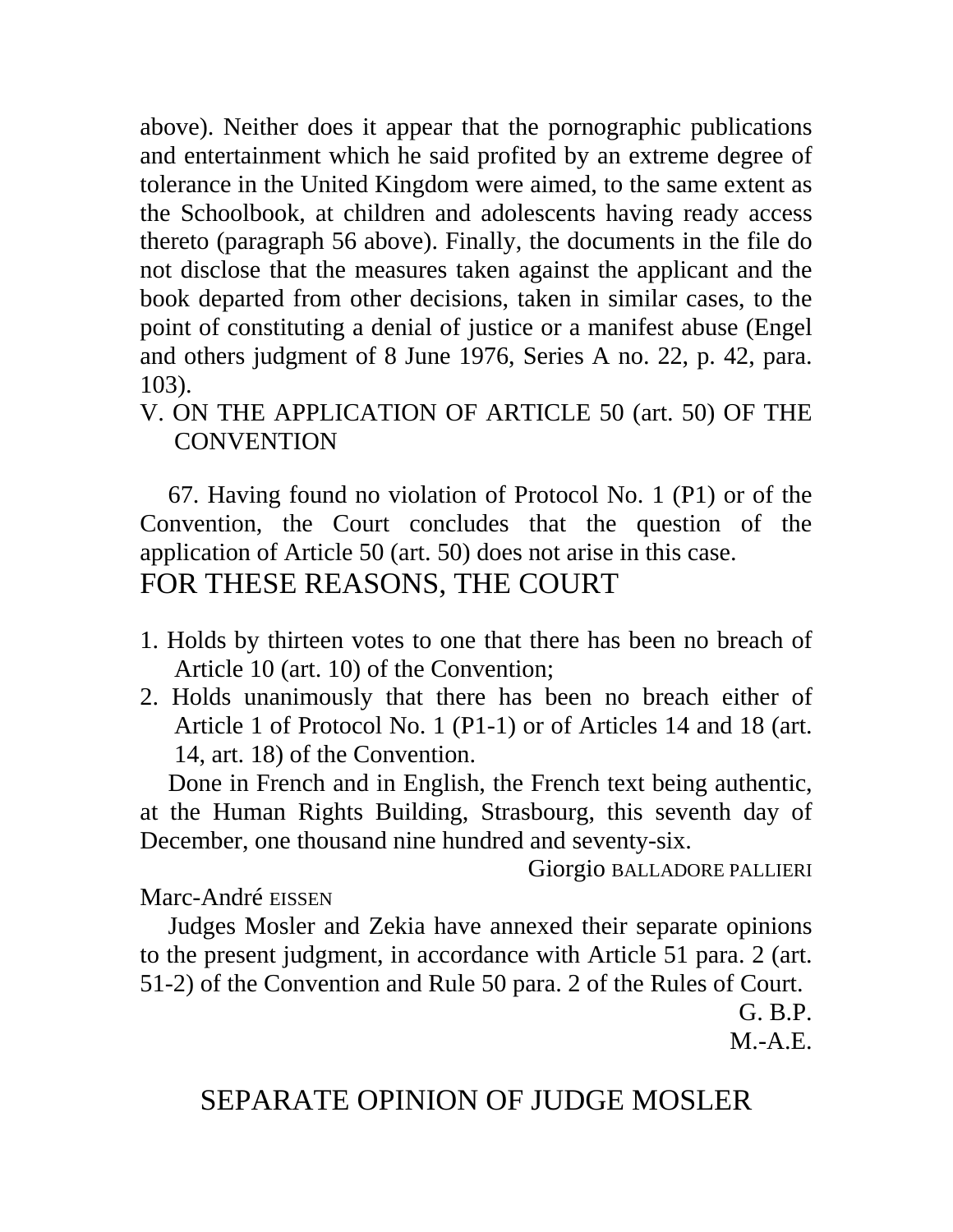above). Neither does it appear that the pornographic publications and entertainment which he said profited by an extreme degree of tolerance in the United Kingdom were aimed, to the same extent as the Schoolbook, at children and adolescents having ready access thereto (paragraph 56 above). Finally, the documents in the file do not disclose that the measures taken against the applicant and the book departed from other decisions, taken in similar cases, to the point of constituting a denial of justice or a manifest abuse (Engel and others judgment of 8 June 1976, Series A no. 22, p. 42, para. 103).

## V. ON THE APPLICATION OF ARTICLE 50 (art. 50) OF THE CONVENTION

67. Having found no violation of Protocol No. 1 (P1) or of the Convention, the Court concludes that the question of the application of Article 50 (art. 50) does not arise in this case.

## FOR THESE REASONS, THE COURT

1. Holds by thirteen votes to one that there has been no breach of Article 10 (art. 10) of the Convention;
2. Holds unanimously that there has been no breach either of Article 1 of Protocol No. 1 (P1-1) or of Articles 14 and 18 (art. 14, art. 18) of the Convention.

Done in French and in English, the French text being authentic, at the Human Rights Building, Strasbourg, this seventh day of December, one thousand nine hundred and seventy-six.

Giorgio BALLADORE PALLIERI

Marc-André EISSEN

Judges Mosler and Zekia have annexed their separate opinions to the present judgment, in accordance with Article 51 para. 2 (art. 51-2) of the Convention and Rule 50 para. 2 of the Rules of Court.

G. B.P.

M.-A.E.

# SEPARATE OPINION OF JUDGE MOSLER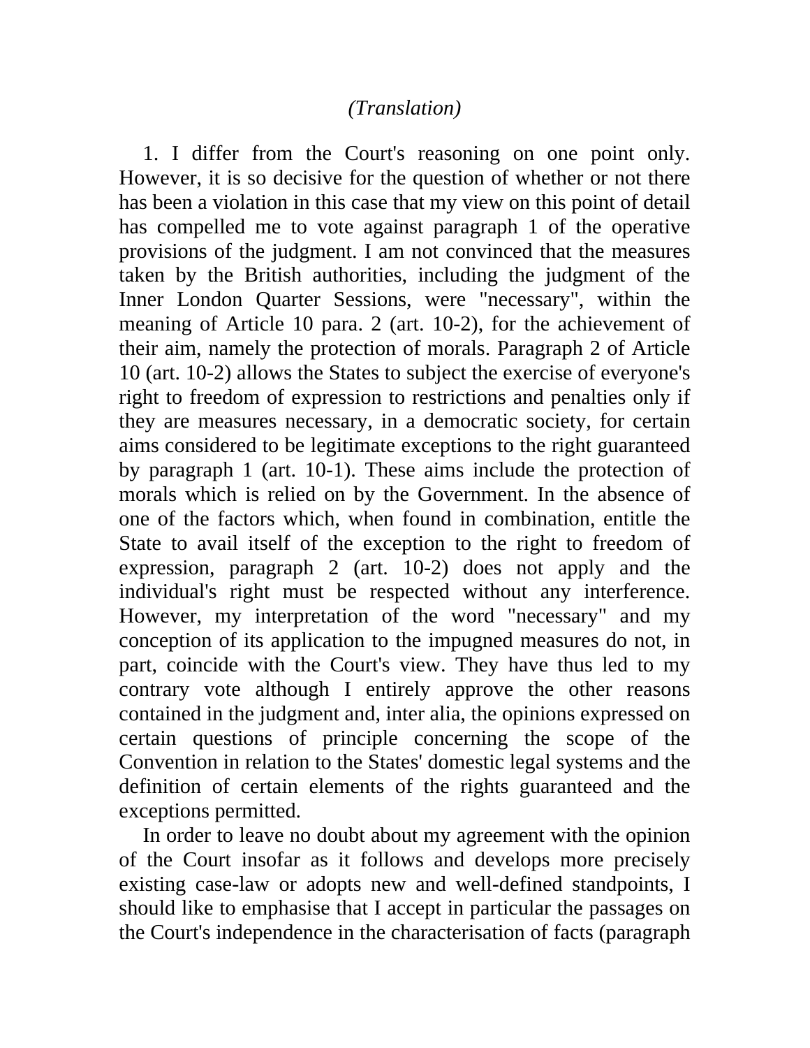*(Translation)*

1. I differ from the Court's reasoning on one point only. However, it is so decisive for the question of whether or not there has been a violation in this case that my view on this point of detail has compelled me to vote against paragraph 1 of the operative provisions of the judgment. I am not convinced that the measures taken by the British authorities, including the judgment of the Inner London Quarter Sessions, were "necessary", within the meaning of Article 10 para. 2 (art. 10-2), for the achievement of their aim, namely the protection of morals. Paragraph 2 of Article 10 (art. 10-2) allows the States to subject the exercise of everyone's right to freedom of expression to restrictions and penalties only if they are measures necessary, in a democratic society, for certain aims considered to be legitimate exceptions to the right guaranteed by paragraph 1 (art. 10-1). These aims include the protection of morals which is relied on by the Government. In the absence of one of the factors which, when found in combination, entitle the State to avail itself of the exception to the right to freedom of expression, paragraph 2 (art. 10-2) does not apply and the individual's right must be respected without any interference. However, my interpretation of the word "necessary" and my conception of its application to the impugned measures do not, in part, coincide with the Court's view. They have thus led to my contrary vote although I entirely approve the other reasons contained in the judgment and, inter alia, the opinions expressed on certain questions of principle concerning the scope of the Convention in relation to the States' domestic legal systems and the definition of certain elements of the rights guaranteed and the exceptions permitted.

In order to leave no doubt about my agreement with the opinion of the Court insofar as it follows and develops more precisely existing case-law or adopts new and well-defined standpoints, I should like to emphasise that I accept in particular the passages on the Court's independence in the characterisation of facts (paragraph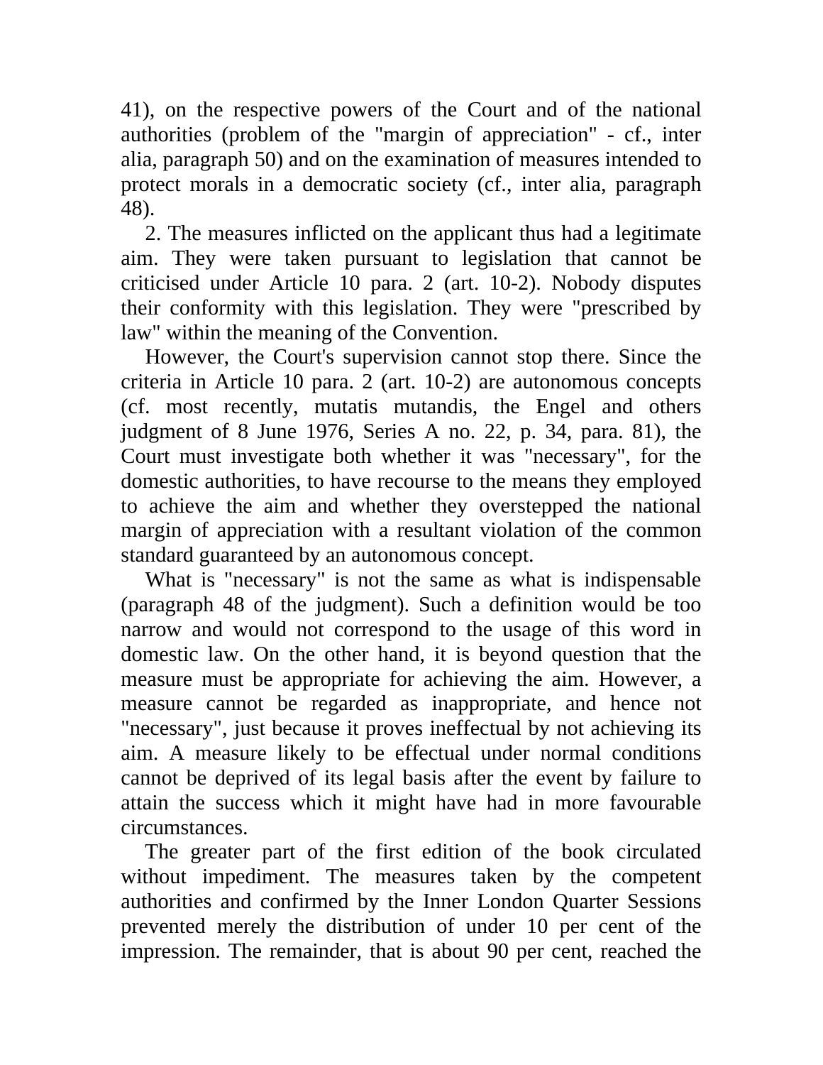41), on the respective powers of the Court and of the national authorities (problem of the "margin of appreciation" - cf., inter alia, paragraph 50) and on the examination of measures intended to protect morals in a democratic society (cf., inter alia, paragraph 48).

2. The measures inflicted on the applicant thus had a legitimate aim. They were taken pursuant to legislation that cannot be criticised under Article 10 para. 2 (art. 10-2). Nobody disputes their conformity with this legislation. They were "prescribed by law" within the meaning of the Convention.

However, the Court's supervision cannot stop there. Since the criteria in Article 10 para. 2 (art. 10-2) are autonomous concepts (cf. most recently, mutatis mutandis, the Engel and others judgment of 8 June 1976, Series A no. 22, p. 34, para. 81), the Court must investigate both whether it was "necessary", for the domestic authorities, to have recourse to the means they employed to achieve the aim and whether they overstepped the national margin of appreciation with a resultant violation of the common standard guaranteed by an autonomous concept.

What is "necessary" is not the same as what is indispensable (paragraph 48 of the judgment). Such a definition would be too narrow and would not correspond to the usage of this word in domestic law. On the other hand, it is beyond question that the measure must be appropriate for achieving the aim. However, a measure cannot be regarded as inappropriate, and hence not "necessary", just because it proves ineffectual by not achieving its aim. A measure likely to be effectual under normal conditions cannot be deprived of its legal basis after the event by failure to attain the success which it might have had in more favourable circumstances.

The greater part of the first edition of the book circulated without impediment. The measures taken by the competent authorities and confirmed by the Inner London Quarter Sessions prevented merely the distribution of under 10 per cent of the impression. The remainder, that is about 90 per cent, reached the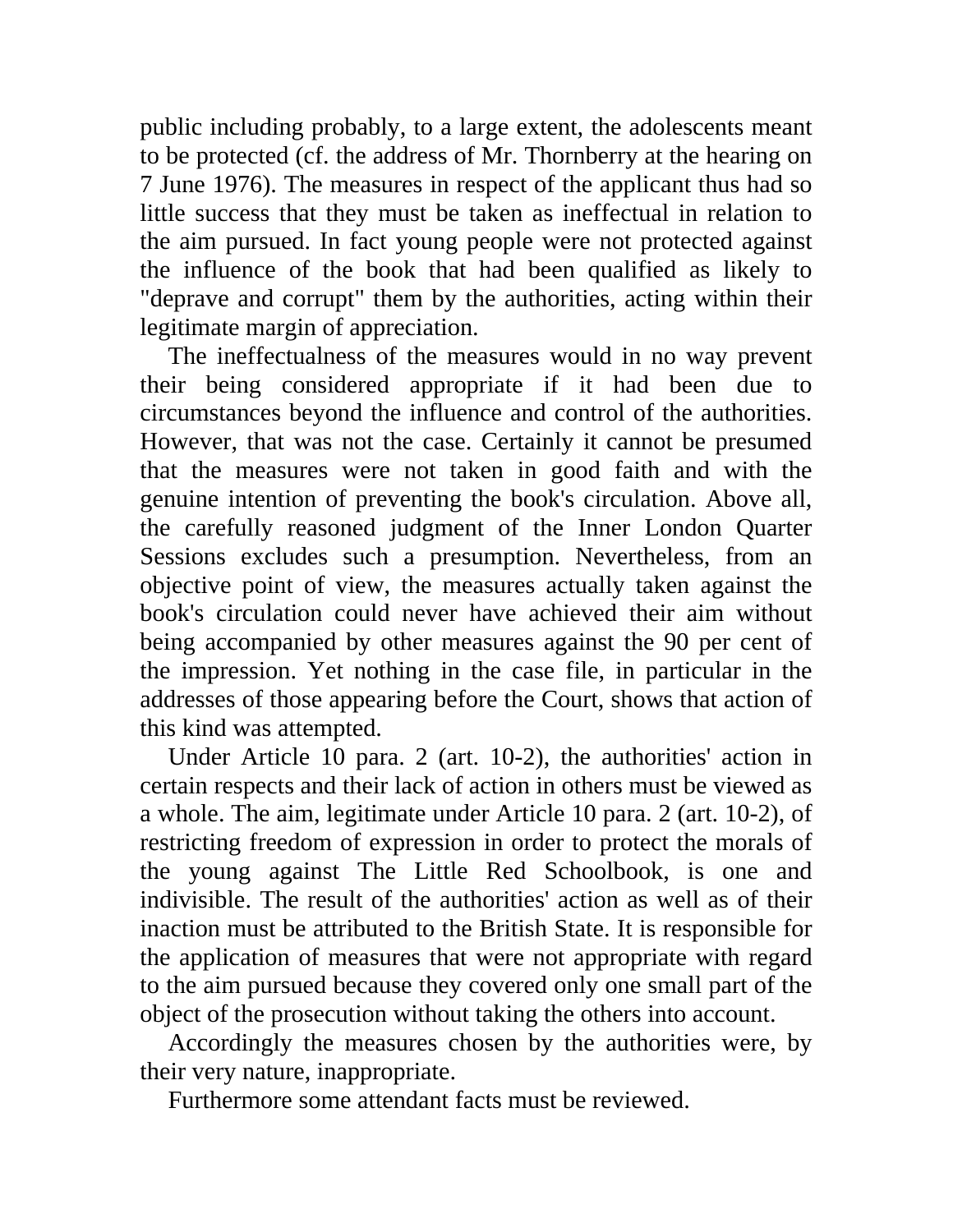public including probably, to a large extent, the adolescents meant to be protected (cf. the address of Mr. Thornberry at the hearing on 7 June 1976). The measures in respect of the applicant thus had so little success that they must be taken as ineffectual in relation to the aim pursued. In fact young people were not protected against the influence of the book that had been qualified as likely to "deprave and corrupt" them by the authorities, acting within their legitimate margin of appreciation.

The ineffectualness of the measures would in no way prevent their being considered appropriate if it had been due to circumstances beyond the influence and control of the authorities. However, that was not the case. Certainly it cannot be presumed that the measures were not taken in good faith and with the genuine intention of preventing the book's circulation. Above all, the carefully reasoned judgment of the Inner London Quarter Sessions excludes such a presumption. Nevertheless, from an objective point of view, the measures actually taken against the book's circulation could never have achieved their aim without being accompanied by other measures against the 90 per cent of the impression. Yet nothing in the case file, in particular in the addresses of those appearing before the Court, shows that action of this kind was attempted.

Under Article 10 para. 2 (art. 10-2), the authorities' action in certain respects and their lack of action in others must be viewed as a whole. The aim, legitimate under Article 10 para. 2 (art. 10-2), of restricting freedom of expression in order to protect the morals of the young against The Little Red Schoolbook, is one and indivisible. The result of the authorities' action as well as of their inaction must be attributed to the British State. It is responsible for the application of measures that were not appropriate with regard to the aim pursued because they covered only one small part of the object of the prosecution without taking the others into account.

Accordingly the measures chosen by the authorities were, by their very nature, inappropriate.

Furthermore some attendant facts must be reviewed.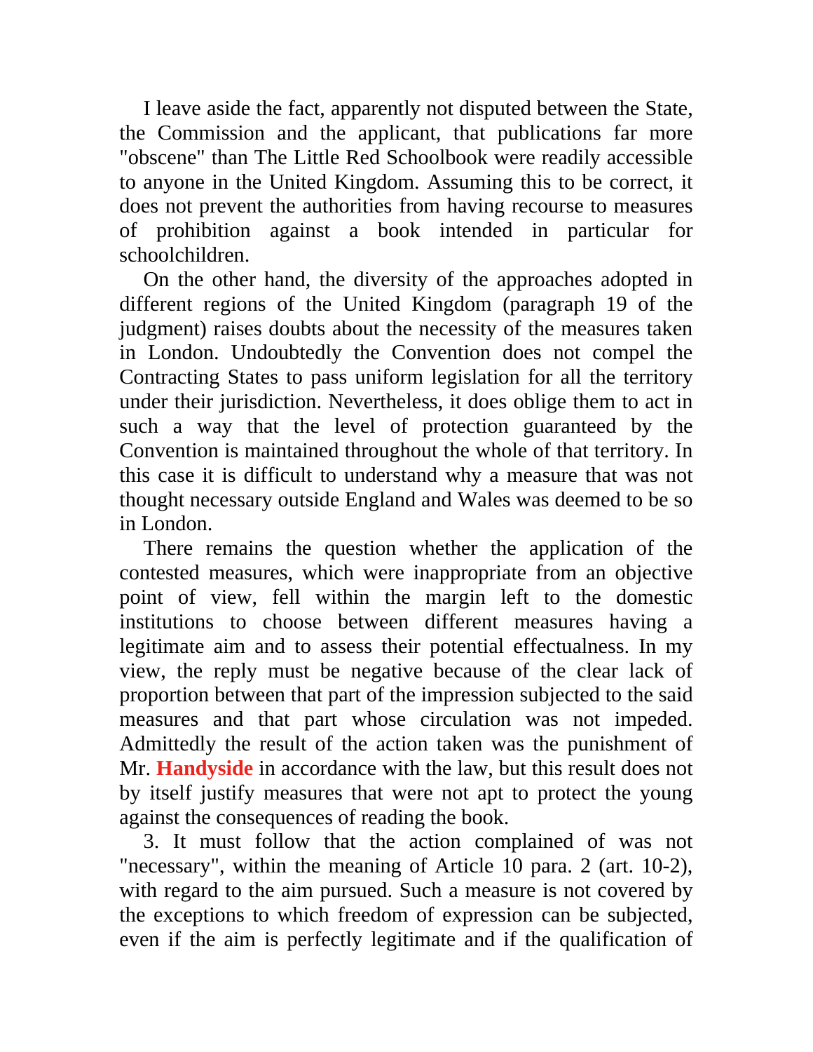I leave aside the fact, apparently not disputed between the State, the Commission and the applicant, that publications far more "obscene" than The Little Red Schoolbook were readily accessible to anyone in the United Kingdom. Assuming this to be correct, it does not prevent the authorities from having recourse to measures of prohibition against a book intended in particular for schoolchildren.

On the other hand, the diversity of the approaches adopted in different regions of the United Kingdom (paragraph 19 of the judgment) raises doubts about the necessity of the measures taken in London. Undoubtedly the Convention does not compel the Contracting States to pass uniform legislation for all the territory under their jurisdiction. Nevertheless, it does oblige them to act in such a way that the level of protection guaranteed by the Convention is maintained throughout the whole of that territory. In this case it is difficult to understand why a measure that was not thought necessary outside England and Wales was deemed to be so in London.

There remains the question whether the application of the contested measures, which were inappropriate from an objective point of view, fell within the margin left to the domestic institutions to choose between different measures having a legitimate aim and to assess their potential effectualness. In my view, the reply must be negative because of the clear lack of proportion between that part of the impression subjected to the said measures and that part whose circulation was not impeded. Admittedly the result of the action taken was the punishment of Mr. **Handyside** in accordance with the law, but this result does not by itself justify measures that were not apt to protect the young against the consequences of reading the book.

3. It must follow that the action complained of was not "necessary", within the meaning of Article 10 para. 2 (art. 10-2), with regard to the aim pursued. Such a measure is not covered by the exceptions to which freedom of expression can be subjected, even if the aim is perfectly legitimate and if the qualification of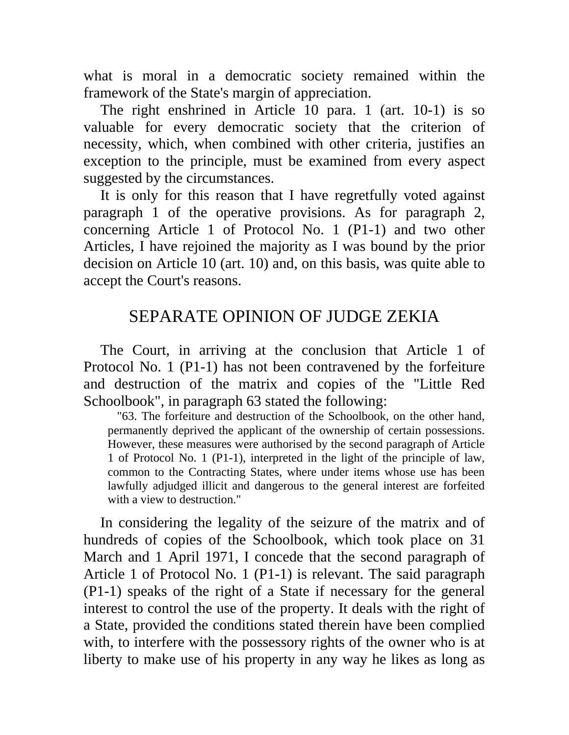what is moral in a democratic society remained within the framework of the State's margin of appreciation.

The right enshrined in Article 10 para. 1 (art. 10-1) is so valuable for every democratic society that the criterion of necessity, which, when combined with other criteria, justifies an exception to the principle, must be examined from every aspect suggested by the circumstances.

It is only for this reason that I have regretfully voted against paragraph 1 of the operative provisions. As for paragraph 2, concerning Article 1 of Protocol No. 1 (P1-1) and two other Articles, I have rejoined the majority as I was bound by the prior decision on Article 10 (art. 10) and, on this basis, was quite able to accept the Court's reasons.

## SEPARATE OPINION OF JUDGE ZEKIA

The Court, in arriving at the conclusion that Article 1 of Protocol No. 1 (P1-1) has not been contravened by the forfeiture and destruction of the matrix and copies of the "Little Red Schoolbook", in paragraph 63 stated the following:

> "63. The forfeiture and destruction of the Schoolbook, on the other hand, permanently deprived the applicant of the ownership of certain possessions. However, these measures were authorised by the second paragraph of Article 1 of Protocol No. 1 (P1-1), interpreted in the light of the principle of law, common to the Contracting States, where under items whose use has been lawfully adjudged illicit and dangerous to the general interest are forfeited with a view to destruction."

In considering the legality of the seizure of the matrix and of hundreds of copies of the Schoolbook, which took place on 31 March and 1 April 1971, I concede that the second paragraph of Article 1 of Protocol No. 1 (P1-1) is relevant. The said paragraph (P1-1) speaks of the right of a State if necessary for the general interest to control the use of the property. It deals with the right of a State, provided the conditions stated therein have been complied with, to interfere with the possessory rights of the owner who is at liberty to make use of his property in any way he likes as long as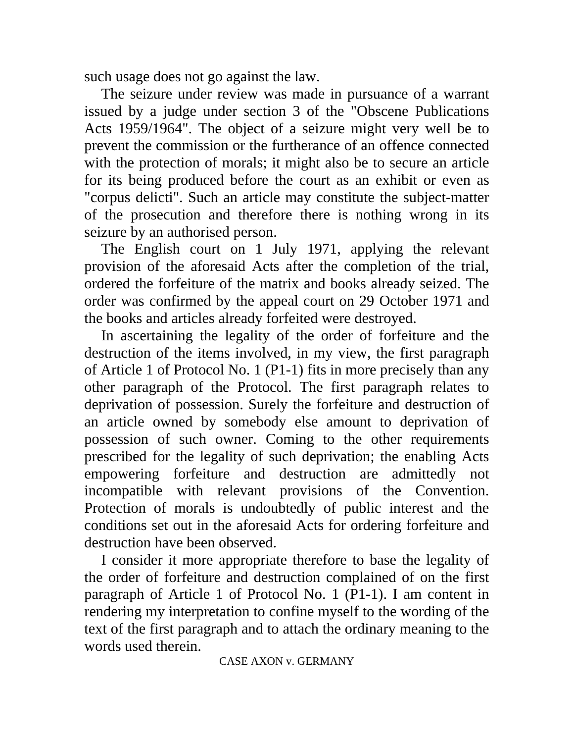such usage does not go against the law.

The seizure under review was made in pursuance of a warrant issued by a judge under section 3 of the "Obscene Publications Acts 1959/1964". The object of a seizure might very well be to prevent the commission or the furtherance of an offence connected with the protection of morals; it might also be to secure an article for its being produced before the court as an exhibit or even as "corpus delicti". Such an article may constitute the subject-matter of the prosecution and therefore there is nothing wrong in its seizure by an authorised person.

The English court on 1 July 1971, applying the relevant provision of the aforesaid Acts after the completion of the trial, ordered the forfeiture of the matrix and books already seized. The order was confirmed by the appeal court on 29 October 1971 and the books and articles already forfeited were destroyed.

In ascertaining the legality of the order of forfeiture and the destruction of the items involved, in my view, the first paragraph of Article 1 of Protocol No. 1 (P1-1) fits in more precisely than any other paragraph of the Protocol. The first paragraph relates to deprivation of possession. Surely the forfeiture and destruction of an article owned by somebody else amount to deprivation of possession of such owner. Coming to the other requirements prescribed for the legality of such deprivation; the enabling Acts empowering forfeiture and destruction are admittedly not incompatible with relevant provisions of the Convention. Protection of morals is undoubtedly of public interest and the conditions set out in the aforesaid Acts for ordering forfeiture and destruction have been observed.

I consider it more appropriate therefore to base the legality of the order of forfeiture and destruction complained of on the first paragraph of Article 1 of Protocol No. 1 (P1-1). I am content in rendering my interpretation to confine myself to the wording of the text of the first paragraph and to attach the ordinary meaning to the words used therein.